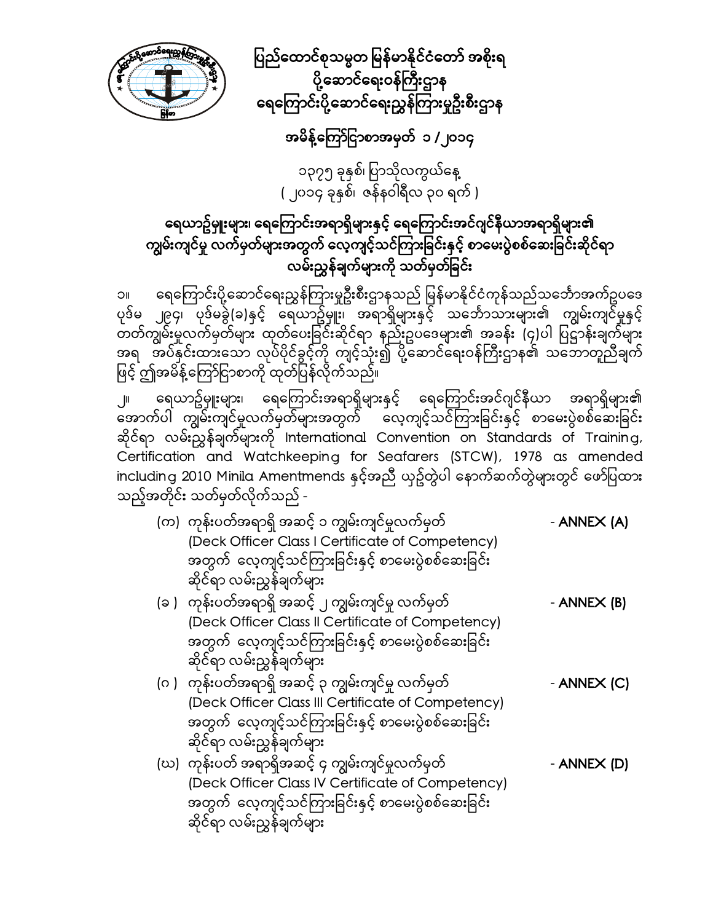# ပြည်ထောင်စုသမ္မတ မြန်မာနိုင်ငံတော် အစိုးရ
## ပို့ဆောင်ရေးဝန်ကြီးဌာန
## ရေကြောင်းပို့ဆောင်ရေးညွှန်ကြားမှုဦးစီးဌာန

**အမိန့်ကြော်ငြာစာအမှတ် ၁ / ၂၀၁၄**

၁၃၇၅ ခုနှစ်၊ ပြာသိုလကွယ်နေ့
( ၂၀၁၄ ခုနှစ်၊ ဇန်နဝါရီလ ၃၀ ရက် )

### ရေယာဉ်မှူးများ၊ ရေကြောင်းအရာရှိများနှင့် ရေကြောင်းအင်ဂျင်နီယာအရာရှိများ၏ ကျွမ်းကျင်မှု လက်မှတ်များအတွက် လေ့ကျင့်သင်ကြားခြင်းနှင့် စာမေးပွဲစစ်ဆေးခြင်းဆိုင်ရာ လမ်းညွှန်ချက်များကို သတ်မှတ်ခြင်း

၁။ ရေကြောင်းပို့ဆောင်ရေးညွှန်ကြားမှုဦးစီးဌာနသည် မြန်မာနိုင်ငံကုန်သည်သင်္ဘောအက်ဥပဒေ ပုဒ်မ ၂၉၄၊ ပုဒ်မခွဲ(ခ)နှင့် ရေယာဉ်မှူး၊ အရာရှိများနှင့် သင်္ဘောသားများ၏ ကျွမ်းကျင်မှုနှင့် တတ်ကျွမ်းမှုလက်မှတ်များ ထုတ်ပေးခြင်းဆိုင်ရာ နည်းဥပဒေများ၏ အခန်း (၄)ပါ ပြဋ္ဌာန်းချက်များ အရ အပ်နှင်းထားသော လုပ်ပိုင်ခွင့်ကို ကျင့်သုံး၍ ပို့ဆောင်ရေးဝန်ကြီးဌာန၏ သဘောတူညီချက် ဖြင့် ဤအမိန့်ကြော်ငြာစာကို ထုတ်ပြန်လိုက်သည်။

၂။ ရေယာဉ်မှူးများ၊ ရေကြောင်းအရာရှိများနှင့် ရေကြောင်းအင်ဂျင်နီယာ အရာရှိများ၏ အောက်ပါ ကျွမ်းကျင်မှုလက်မှတ်များအတွက် လေ့ကျင့်သင်ကြားခြင်းနှင့် စာမေးပွဲစစ်ဆေးခြင်း ဆိုင်ရာ လမ်းညွှန်ချက်များကို International Convention on Standards of Training, Certification and Watchkeeping for Seafarers (STCW), 1978 as amended including 2010 Minila Amentmends နှင့်အညီ ယှဉ်တွဲပါ နောက်ဆက်တွဲများတွင် ဖော်ပြထား သည့်အတိုင်း သတ်မှတ်လိုက်သည် -

(က) ကုန်းပတ်အရာရှိ အဆင့် ၁ ကျွမ်းကျင်မှုလက်မှတ် (Deck Officer Class I Certificate of Competency) အတွက် လေ့ကျင့်သင်ကြားခြင်းနှင့် စာမေးပွဲစစ်ဆေးခြင်း ဆိုင်ရာ လမ်းညွှန်ချက်များ - **ANNEX (A)**

(ခ) ကုန်းပတ်အရာရှိ အဆင့် ၂ ကျွမ်းကျင်မှု လက်မှတ် (Deck Officer Class II Certificate of Competency) အတွက် လေ့ကျင့်သင်ကြားခြင်းနှင့် စာမေးပွဲစစ်ဆေးခြင်း ဆိုင်ရာ လမ်းညွှန်ချက်များ - **ANNEX (B)**

(ဂ) ကုန်းပတ်အရာရှိ အဆင့် ၃ ကျွမ်းကျင်မှု လက်မှတ် (Deck Officer Class III Certificate of Competency) အတွက် လေ့ကျင့်သင်ကြားခြင်းနှင့် စာမေးပွဲစစ်ဆေးခြင်း ဆိုင်ရာ လမ်းညွှန်ချက်များ - **ANNEX (C)**

(ဃ) ကုန်းပတ် အရာရှိအဆင့် ၄ ကျွမ်းကျင်မှုလက်မှတ် (Deck Officer Class IV Certificate of Competency) အတွက် လေ့ကျင့်သင်ကြားခြင်းနှင့် စာမေးပွဲစစ်ဆေးခြင်း ဆိုင်ရာ လမ်းညွှန်ချက်များ - **ANNEX (D)**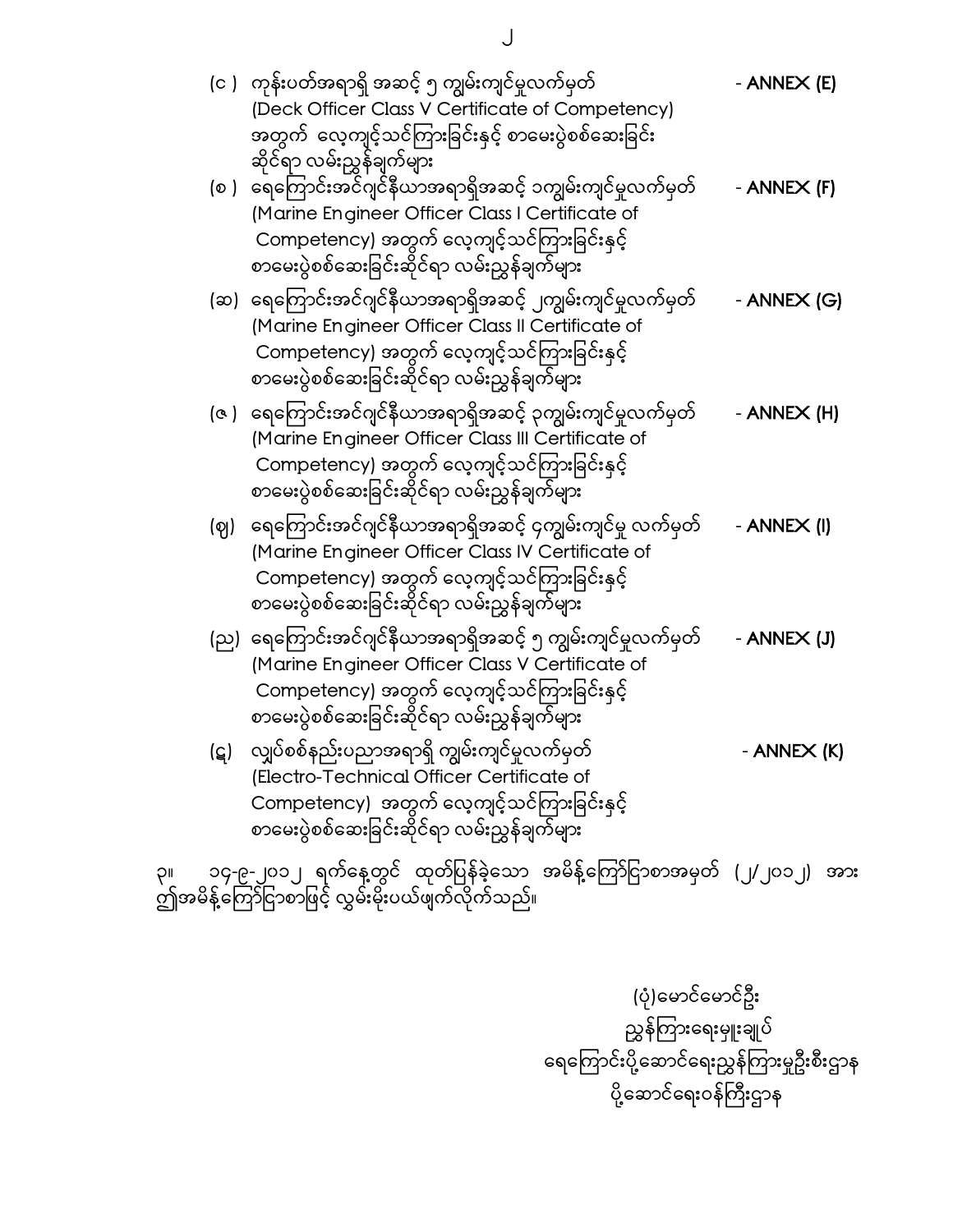(င ) ကုန်းပတ်အရာရှိ အဆင့် ၅ ကျွမ်းကျင်မှုလက်မှတ် (Deck Officer Class V Certificate of Competency) အတွက် လေ့ကျင့်သင်ကြားခြင်းနှင့် စာမေးပွဲစစ်ဆေးခြင်းဆိုင်ရာ လမ်းညွှန်ချက်များ - **ANNEX (E)**

(စ ) ရေကြောင်းအင်ဂျင်နီယာအရာရှိအဆင့် ၁ကျွမ်းကျင်မှုလက်မှတ် (Marine Engineer Officer Class I Certificate of Competency) အတွက် လေ့ကျင့်သင်ကြားခြင်းနှင့် စာမေးပွဲစစ်ဆေးခြင်းဆိုင်ရာ လမ်းညွှန်ချက်များ - **ANNEX (F)**

(ဆ) ရေကြောင်းအင်ဂျင်နီယာအရာရှိအဆင့် ၂ကျွမ်းကျင်မှုလက်မှတ် (Marine Engineer Officer Class II Certificate of Competency) အတွက် လေ့ကျင့်သင်ကြားခြင်းနှင့် စာမေးပွဲစစ်ဆေးခြင်းဆိုင်ရာ လမ်းညွှန်ချက်များ - **ANNEX (G)**

(ဇ ) ရေကြောင်းအင်ဂျင်နီယာအရာရှိအဆင့် ၃ကျွမ်းကျင်မှုလက်မှတ် (Marine Engineer Officer Class III Certificate of Competency) အတွက် လေ့ကျင့်သင်ကြားခြင်းနှင့် စာမေးပွဲစစ်ဆေးခြင်းဆိုင်ရာ လမ်းညွှန်ချက်များ - **ANNEX (H)**

(ဈ) ရေကြောင်းအင်ဂျင်နီယာအရာရှိအဆင့် ၄ကျွမ်းကျင်မှု လက်မှတ် (Marine Engineer Officer Class IV Certificate of Competency) အတွက် လေ့ကျင့်သင်ကြားခြင်းနှင့် စာမေးပွဲစစ်ဆေးခြင်းဆိုင်ရာ လမ်းညွှန်ချက်များ - **ANNEX (I)**

(ည) ရေကြောင်းအင်ဂျင်နီယာအရာရှိအဆင့် ၅ ကျွမ်းကျင်မှုလက်မှတ် (Marine Engineer Officer Class V Certificate of Competency) အတွက် လေ့ကျင့်သင်ကြားခြင်းနှင့် စာမေးပွဲစစ်ဆေးခြင်းဆိုင်ရာ လမ်းညွှန်ချက်များ - **ANNEX (J)**

(ဋ) လျှပ်စစ်နည်းပညာအရာရှိ ကျွမ်းကျင်မှုလက်မှတ် (Electro-Technical Officer Certificate of Competency) အတွက် လေ့ကျင့်သင်ကြားခြင်းနှင့် စာမေးပွဲစစ်ဆေးခြင်းဆိုင်ရာ လမ်းညွှန်ချက်များ - **ANNEX (K)**

၃။ ၁၄-၉-၂၀၁၂ ရက်နေ့တွင် ထုတ်ပြန်ခဲ့သော အမိန့်ကြော်ငြာစာအမှတ် (၂/၂၀၁၂) အား ဤအမိန့်ကြော်ငြာစာဖြင့် လွှမ်းမိုးပယ်ဖျက်လိုက်သည်။

(ပုံ)မောင်မောင်ဦး
ညွှန်ကြားရေးမှူးချုပ်
ရေကြောင်းပို့ဆောင်ရေးညွှန်ကြားမှုဦးစီးဌာန
ပို့ဆောင်ရေးဝန်ကြီးဌာန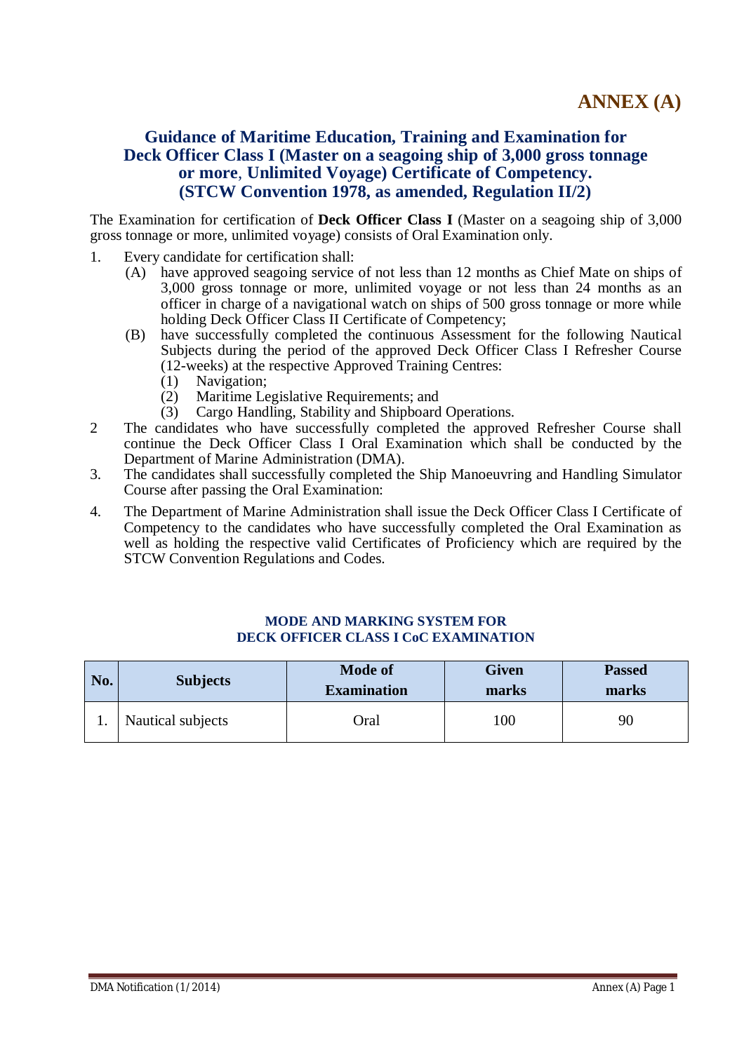# ANNEX (A)

## Guidance of Maritime Education, Training and Examination for Deck Officer Class I (Master on a seagoing ship of 3,000 gross tonnage or more, Unlimited Voyage) Certificate of Competency. (STCW Convention 1978, as amended, Regulation II/2)

The Examination for certification of **Deck Officer Class I** (Master on a seagoing ship of 3,000 gross tonnage or more, unlimited voyage) consists of Oral Examination only.

1. Every candidate for certification shall:
   - (A) have approved seagoing service of not less than 12 months as Chief Mate on ships of 3,000 gross tonnage or more, unlimited voyage or not less than 24 months as an officer in charge of a navigational watch on ships of 500 gross tonnage or more while holding Deck Officer Class II Certificate of Competency;
   - (B) have successfully completed the continuous Assessment for the following Nautical Subjects during the period of the approved Deck Officer Class I Refresher Course (12-weeks) at the respective Approved Training Centres:
     - (1) Navigation;
     - (2) Maritime Legislative Requirements; and
     - (3) Cargo Handling, Stability and Shipboard Operations.
2. The candidates who have successfully completed the approved Refresher Course shall continue the Deck Officer Class I Oral Examination which shall be conducted by the Department of Marine Administration (DMA).
3. The candidates shall successfully completed the Ship Manoeuvring and Handling Simulator Course after passing the Oral Examination:
4. The Department of Marine Administration shall issue the Deck Officer Class I Certificate of Competency to the candidates who have successfully completed the Oral Examination as well as holding the respective valid Certificates of Proficiency which are required by the STCW Convention Regulations and Codes.

### MODE AND MARKING SYSTEM FOR DECK OFFICER CLASS I CoC EXAMINATION

| No. | Subjects | Mode of Examination | Given marks | Passed marks |
|---|---|---|---|---|
| 1. | Nautical subjects | Oral | 100 | 90 |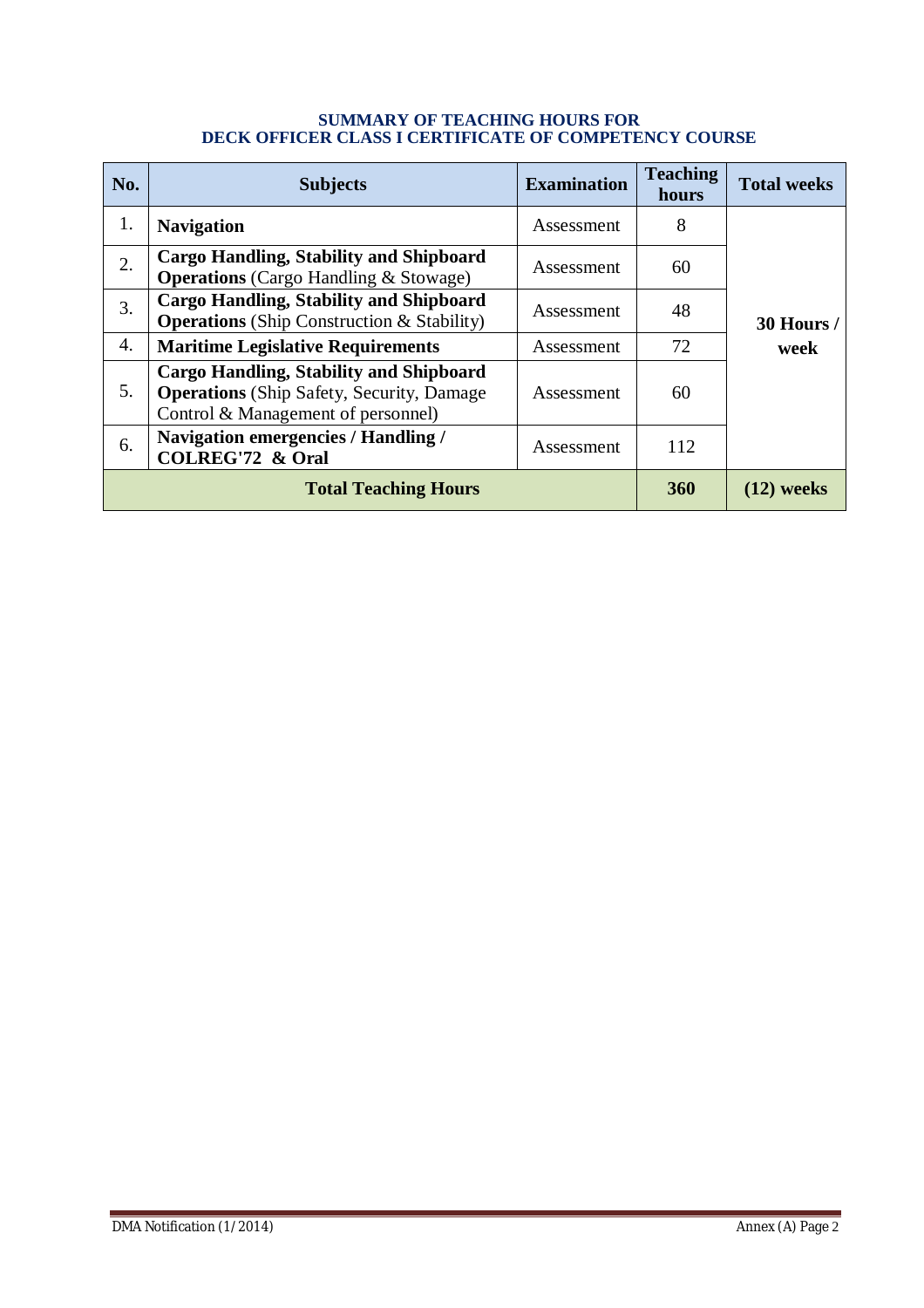**SUMMARY OF TEACHING HOURS FOR**
**DECK OFFICER CLASS I CERTIFICATE OF COMPETENCY COURSE**

| No. | Subjects | Examination | Teaching hours | Total weeks |
|---|---|---|---|---|
| 1. | **Navigation** | Assessment | 8 | **30 Hours / week** |
| 2. | **Cargo Handling, Stability and Shipboard Operations** (Cargo Handling & Stowage) | Assessment | 60 | |
| 3. | **Cargo Handling, Stability and Shipboard Operations** (Ship Construction & Stability) | Assessment | 48 | |
| 4. | **Maritime Legislative Requirements** | Assessment | 72 | |
| 5. | **Cargo Handling, Stability and Shipboard Operations** (Ship Safety, Security, Damage Control & Management of personnel) | Assessment | 60 | |
| 6. | **Navigation emergencies / Handling / COLREG'72 & Oral** | Assessment | 112 | |
| | **Total Teaching Hours** | | **360** | **(12) weeks** |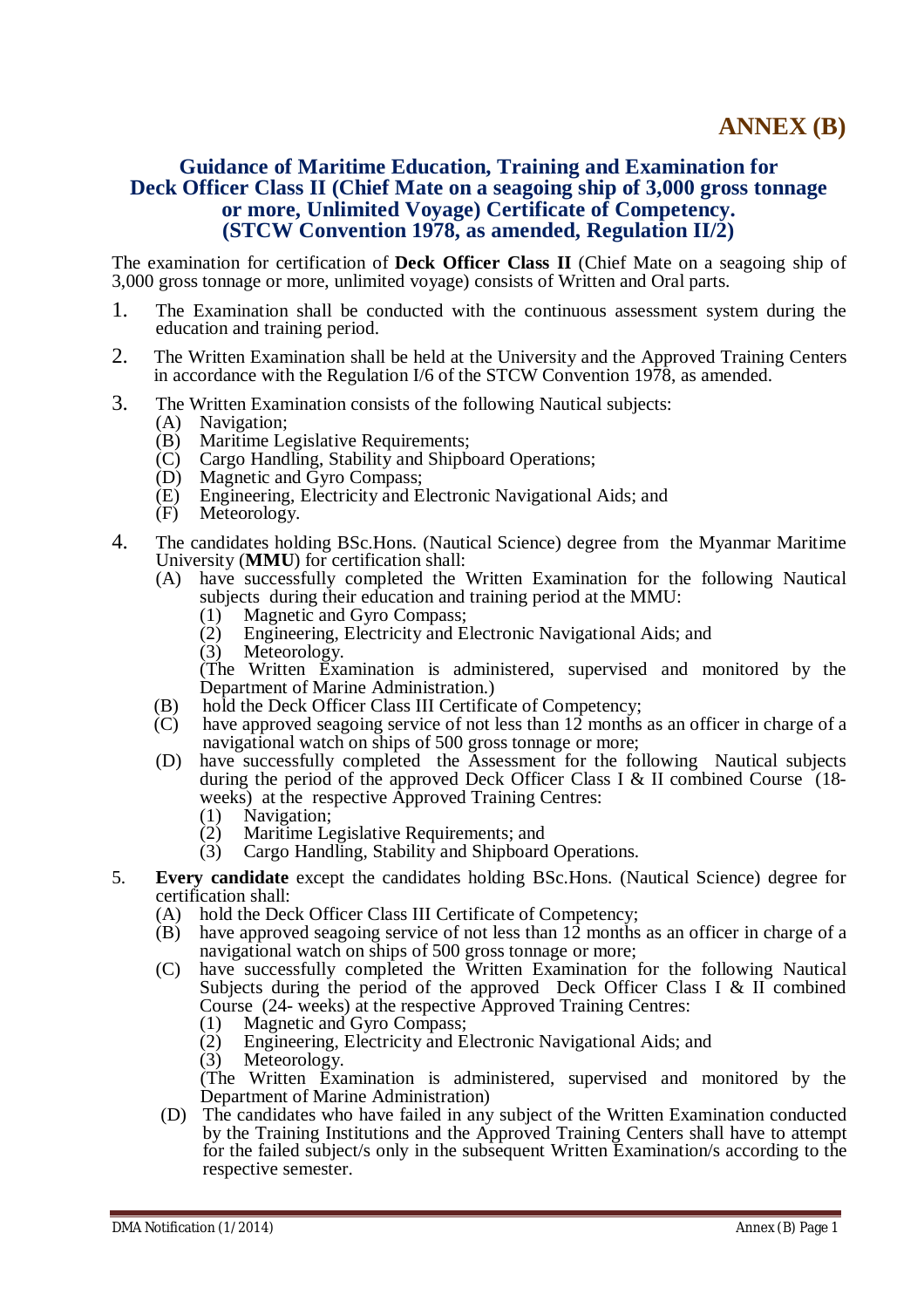# ANNEX (B)

## Guidance of Maritime Education, Training and Examination for Deck Officer Class II (Chief Mate on a seagoing ship of 3,000 gross tonnage or more, Unlimited Voyage) Certificate of Competency. (STCW Convention 1978, as amended, Regulation II/2)

The examination for certification of **Deck Officer Class II** (Chief Mate on a seagoing ship of 3,000 gross tonnage or more, unlimited voyage) consists of Written and Oral parts.

1. The Examination shall be conducted with the continuous assessment system during the education and training period.

2. The Written Examination shall be held at the University and the Approved Training Centers in accordance with the Regulation I/6 of the STCW Convention 1978, as amended.

3. The Written Examination consists of the following Nautical subjects:
   - (A) Navigation;
   - (B) Maritime Legislative Requirements;
   - (C) Cargo Handling, Stability and Shipboard Operations;
   - (D) Magnetic and Gyro Compass;
   - (E) Engineering, Electricity and Electronic Navigational Aids; and
   - (F) Meteorology.

4. The candidates holding BSc.Hons. (Nautical Science) degree from the Myanmar Maritime University (**MMU**) for certification shall:
   - (A) have successfully completed the Written Examination for the following Nautical subjects during their education and training period at the MMU:
     - (1) Magnetic and Gyro Compass;
     - (2) Engineering, Electricity and Electronic Navigational Aids; and
     - (3) Meteorology.

     (The Written Examination is administered, supervised and monitored by the Department of Marine Administration.)
   - (B) hold the Deck Officer Class III Certificate of Competency;
   - (C) have approved seagoing service of not less than 12 months as an officer in charge of a navigational watch on ships of 500 gross tonnage or more;
   - (D) have successfully completed the Assessment for the following Nautical subjects during the period of the approved Deck Officer Class I & II combined Course (18-weeks) at the respective Approved Training Centres:
     - (1) Navigation;
     - (2) Maritime Legislative Requirements; and
     - (3) Cargo Handling, Stability and Shipboard Operations.

5. **Every candidate** except the candidates holding BSc.Hons. (Nautical Science) degree for certification shall:
   - (A) hold the Deck Officer Class III Certificate of Competency;
   - (B) have approved seagoing service of not less than 12 months as an officer in charge of a navigational watch on ships of 500 gross tonnage or more;
   - (C) have successfully completed the Written Examination for the following Nautical Subjects during the period of the approved Deck Officer Class I & II combined Course (24- weeks) at the respective Approved Training Centres:
     - (1) Magnetic and Gyro Compass;
     - (2) Engineering, Electricity and Electronic Navigational Aids; and
     - (3) Meteorology.

     (The Written Examination is administered, supervised and monitored by the Department of Marine Administration)
   - (D) The candidates who have failed in any subject of the Written Examination conducted by the Training Institutions and the Approved Training Centers shall have to attempt for the failed subject/s only in the subsequent Written Examination/s according to the respective semester.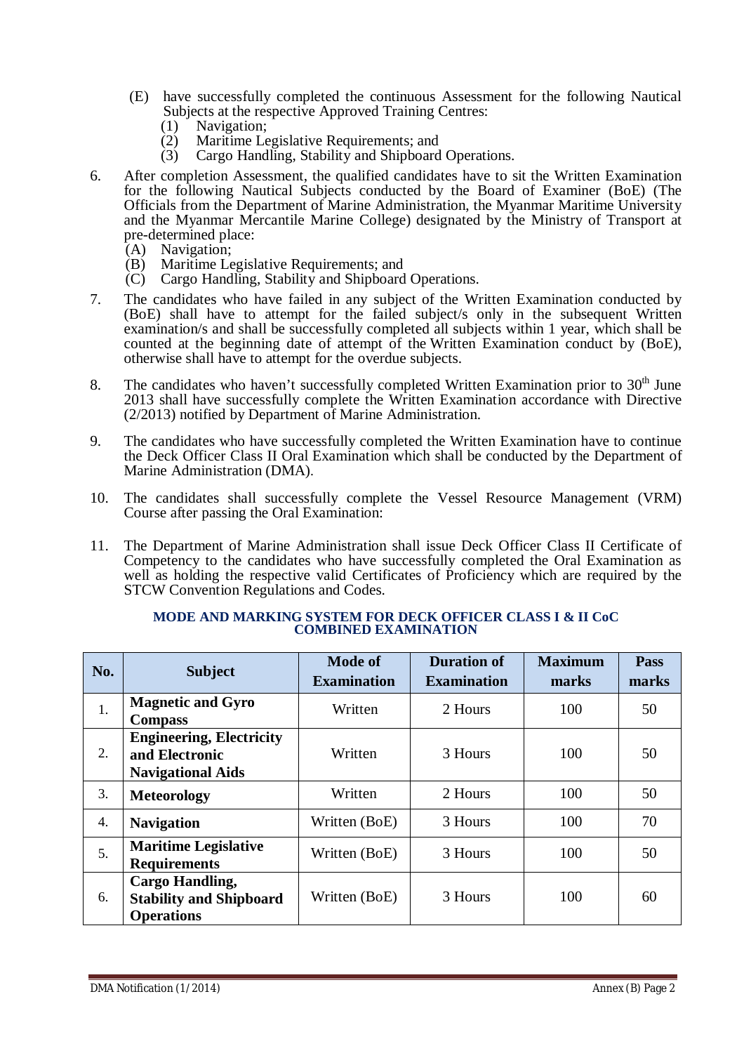(E) have successfully completed the continuous Assessment for the following Nautical Subjects at the respective Approved Training Centres:
   (1) Navigation;
   (2) Maritime Legislative Requirements; and
   (3) Cargo Handling, Stability and Shipboard Operations.

6. After completion Assessment, the qualified candidates have to sit the Written Examination for the following Nautical Subjects conducted by the Board of Examiner (BoE) (The Officials from the Department of Marine Administration, the Myanmar Maritime University and the Myanmar Mercantile Marine College) designated by the Ministry of Transport at pre-determined place:
   (A) Navigation;
   (B) Maritime Legislative Requirements; and
   (C) Cargo Handling, Stability and Shipboard Operations.

7. The candidates who have failed in any subject of the Written Examination conducted by (BoE) shall have to attempt for the failed subject/s only in the subsequent Written examination/s and shall be successfully completed all subjects within 1 year, which shall be counted at the beginning date of attempt of the Written Examination conduct by (BoE), otherwise shall have to attempt for the overdue subjects.

8. The candidates who haven't successfully completed Written Examination prior to 30th June 2013 shall have successfully complete the Written Examination accordance with Directive (2/2013) notified by Department of Marine Administration.

9. The candidates who have successfully completed the Written Examination have to continue the Deck Officer Class II Oral Examination which shall be conducted by the Department of Marine Administration (DMA).

10. The candidates shall successfully complete the Vessel Resource Management (VRM) Course after passing the Oral Examination:

11. The Department of Marine Administration shall issue Deck Officer Class II Certificate of Competency to the candidates who have successfully completed the Oral Examination as well as holding the respective valid Certificates of Proficiency which are required by the STCW Convention Regulations and Codes.

**MODE AND MARKING SYSTEM FOR DECK OFFICER CLASS I & II CoC COMBINED EXAMINATION**

| No. | Subject | Mode of Examination | Duration of Examination | Maximum marks | Pass marks |
|---|---|---|---|---|---|
| 1. | **Magnetic and Gyro Compass** | Written | 2 Hours | 100 | 50 |
| 2. | **Engineering, Electricity and Electronic Navigational Aids** | Written | 3 Hours | 100 | 50 |
| 3. | **Meteorology** | Written | 2 Hours | 100 | 50 |
| 4. | **Navigation** | Written (BoE) | 3 Hours | 100 | 70 |
| 5. | **Maritime Legislative Requirements** | Written (BoE) | 3 Hours | 100 | 50 |
| 6. | **Cargo Handling, Stability and Shipboard Operations** | Written (BoE) | 3 Hours | 100 | 60 |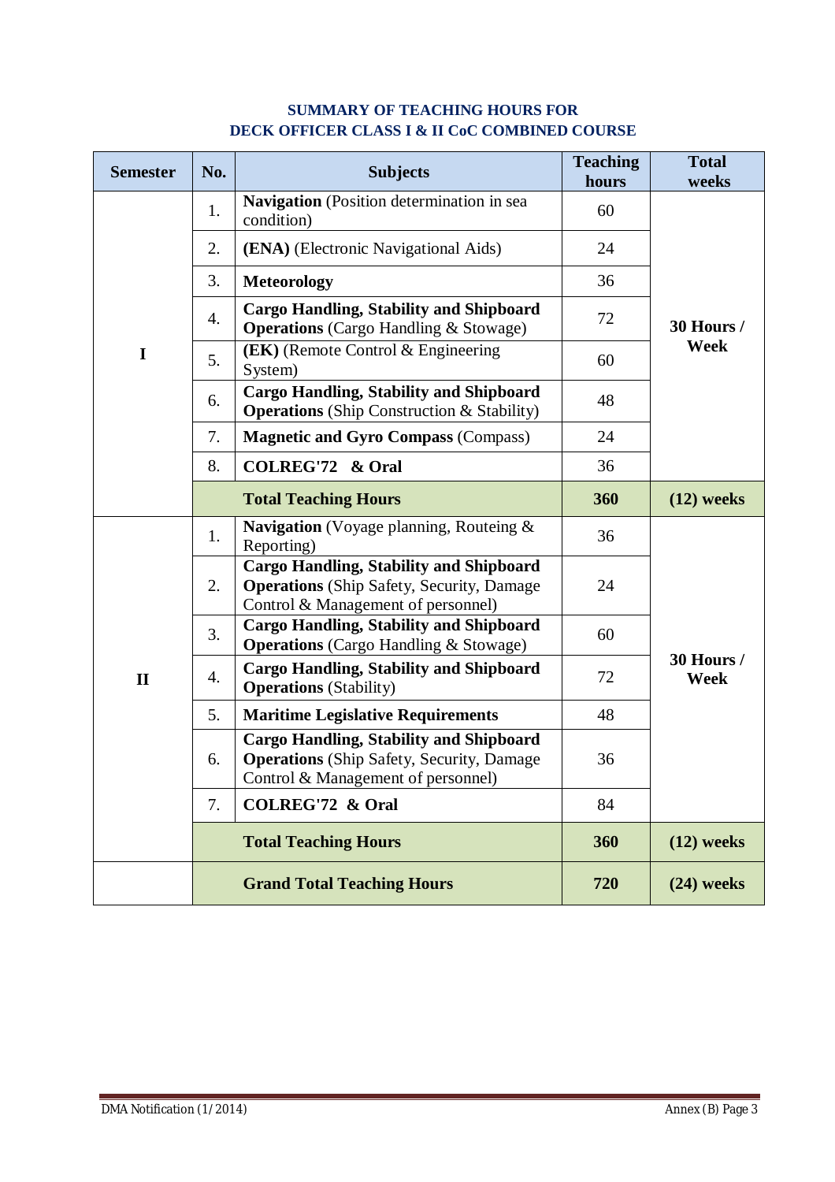**SUMMARY OF TEACHING HOURS FOR**
**DECK OFFICER CLASS I & II CoC COMBINED COURSE**

| Semester | No. | Subjects | Teaching hours | Total weeks |
|---|---|---|---|---|
| I | 1. | **Navigation** (Position determination in sea condition) | 60 | 30 Hours / Week |
| | 2. | **(ENA)** (Electronic Navigational Aids) | 24 | |
| | 3. | **Meteorology** | 36 | |
| | 4. | **Cargo Handling, Stability and Shipboard Operations** (Cargo Handling & Stowage) | 72 | |
| | 5. | **(EK)** (Remote Control & Engineering System) | 60 | |
| | 6. | **Cargo Handling, Stability and Shipboard Operations** (Ship Construction & Stability) | 48 | |
| | 7. | **Magnetic and Gyro Compass** (Compass) | 24 | |
| | 8. | **COLREG'72 & Oral** | 36 | |
| | | **Total Teaching Hours** | **360** | **(12) weeks** |
| II | 1. | **Navigation** (Voyage planning, Routeing & Reporting) | 36 | 30 Hours / Week |
| | 2. | **Cargo Handling, Stability and Shipboard Operations** (Ship Safety, Security, Damage Control & Management of personnel) | 24 | |
| | 3. | **Cargo Handling, Stability and Shipboard Operations** (Cargo Handling & Stowage) | 60 | |
| | 4. | **Cargo Handling, Stability and Shipboard Operations** (Stability) | 72 | |
| | 5. | **Maritime Legislative Requirements** | 48 | |
| | 6. | **Cargo Handling, Stability and Shipboard Operations** (Ship Safety, Security, Damage Control & Management of personnel) | 36 | |
| | 7. | **COLREG'72 & Oral** | 84 | |
| | | **Total Teaching Hours** | **360** | **(12) weeks** |
| | | **Grand Total Teaching Hours** | **720** | **(24) weeks** |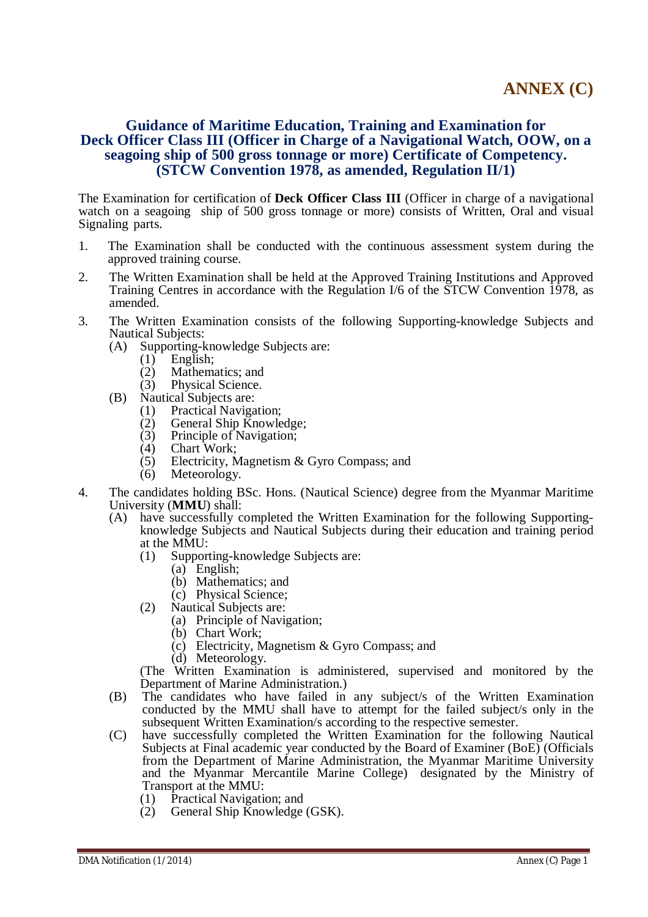# ANNEX (C)

## Guidance of Maritime Education, Training and Examination for Deck Officer Class III (Officer in Charge of a Navigational Watch, OOW, on a seagoing ship of 500 gross tonnage or more) Certificate of Competency. (STCW Convention 1978, as amended, Regulation II/1)

The Examination for certification of **Deck Officer Class III** (Officer in charge of a navigational watch on a seagoing ship of 500 gross tonnage or more) consists of Written, Oral and visual Signaling parts.

1. The Examination shall be conducted with the continuous assessment system during the approved training course.
2. The Written Examination shall be held at the Approved Training Institutions and Approved Training Centres in accordance with the Regulation I/6 of the STCW Convention 1978, as amended.
3. The Written Examination consists of the following Supporting-knowledge Subjects and Nautical Subjects:
   - (A) Supporting-knowledge Subjects are:
     - (1) English;
     - (2) Mathematics; and
     - (3) Physical Science.
   - (B) Nautical Subjects are:
     - (1) Practical Navigation;
     - (2) General Ship Knowledge;
     - (3) Principle of Navigation;
     - (4) Chart Work;
     - (5) Electricity, Magnetism & Gyro Compass; and
     - (6) Meteorology.
4. The candidates holding BSc. Hons. (Nautical Science) degree from the Myanmar Maritime University (**MMU**) shall:
   - (A) have successfully completed the Written Examination for the following Supporting-knowledge Subjects and Nautical Subjects during their education and training period at the MMU:
     - (1) Supporting-knowledge Subjects are:
       - (a) English;
       - (b) Mathematics; and
       - (c) Physical Science;
     - (2) Nautical Subjects are:
       - (a) Principle of Navigation;
       - (b) Chart Work;
       - (c) Electricity, Magnetism & Gyro Compass; and
       - (d) Meteorology.

     (The Written Examination is administered, supervised and monitored by the Department of Marine Administration.)
   - (B) The candidates who have failed in any subject/s of the Written Examination conducted by the MMU shall have to attempt for the failed subject/s only in the subsequent Written Examination/s according to the respective semester.
   - (C) have successfully completed the Written Examination for the following Nautical Subjects at Final academic year conducted by the Board of Examiner (BoE) (Officials from the Department of Marine Administration, the Myanmar Maritime University and the Myanmar Mercantile Marine College) designated by the Ministry of Transport at the MMU:
     - (1) Practical Navigation; and
     - (2) General Ship Knowledge (GSK).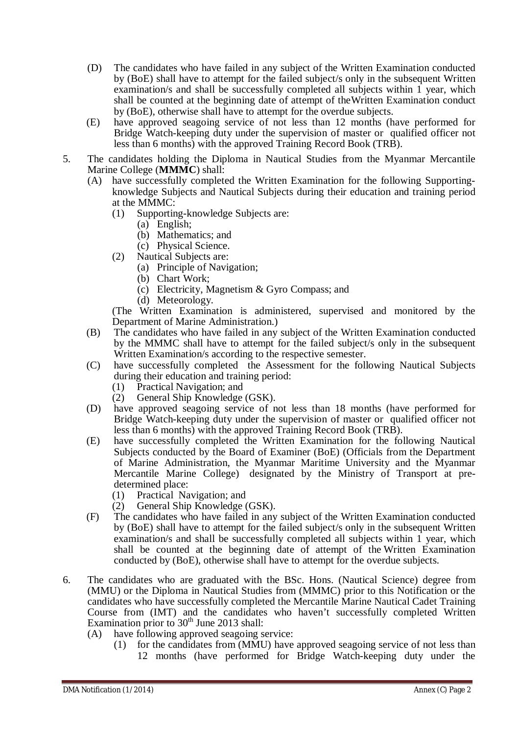(D) The candidates who have failed in any subject of the Written Examination conducted by (BoE) shall have to attempt for the failed subject/s only in the subsequent Written examination/s and shall be successfully completed all subjects within 1 year, which shall be counted at the beginning date of attempt of theWritten Examination conduct by (BoE), otherwise shall have to attempt for the overdue subjects.

(E) have approved seagoing service of not less than 12 months (have performed for Bridge Watch-keeping duty under the supervision of master or qualified officer not less than 6 months) with the approved Training Record Book (TRB).

5. The candidates holding the Diploma in Nautical Studies from the Myanmar Mercantile Marine College (**MMMC**) shall:
   (A) have successfully completed the Written Examination for the following Supporting-knowledge Subjects and Nautical Subjects during their education and training period at the MMMC:
      (1) Supporting-knowledge Subjects are:
         (a) English;
         (b) Mathematics; and
         (c) Physical Science.
      (2) Nautical Subjects are:
         (a) Principle of Navigation;
         (b) Chart Work;
         (c) Electricity, Magnetism & Gyro Compass; and
         (d) Meteorology.

      (The Written Examination is administered, supervised and monitored by the Department of Marine Administration.)
   (B) The candidates who have failed in any subject of the Written Examination conducted by the MMMC shall have to attempt for the failed subject/s only in the subsequent Written Examination/s according to the respective semester.
   (C) have successfully completed the Assessment for the following Nautical Subjects during their education and training period:
      (1) Practical Navigation; and
      (2) General Ship Knowledge (GSK).
   (D) have approved seagoing service of not less than 18 months (have performed for Bridge Watch-keeping duty under the supervision of master or qualified officer not less than 6 months) with the approved Training Record Book (TRB).
   (E) have successfully completed the Written Examination for the following Nautical Subjects conducted by the Board of Examiner (BoE) (Officials from the Department of Marine Administration, the Myanmar Maritime University and the Myanmar Mercantile Marine College) designated by the Ministry of Transport at pre-determined place:
      (1) Practical Navigation; and
      (2) General Ship Knowledge (GSK).
   (F) The candidates who have failed in any subject of the Written Examination conducted by (BoE) shall have to attempt for the failed subject/s only in the subsequent Written examination/s and shall be successfully completed all subjects within 1 year, which shall be counted at the beginning date of attempt of the Written Examination conducted by (BoE), otherwise shall have to attempt for the overdue subjects.

6. The candidates who are graduated with the BSc. Hons. (Nautical Science) degree from (MMU) or the Diploma in Nautical Studies from (MMMC) prior to this Notification or the candidates who have successfully completed the Mercantile Marine Nautical Cadet Training Course from (IMT) and the candidates who haven't successfully completed Written Examination prior to 30th June 2013 shall:
   (A) have following approved seagoing service:
      (1) for the candidates from (MMU) have approved seagoing service of not less than 12 months (have performed for Bridge Watch-keeping duty under the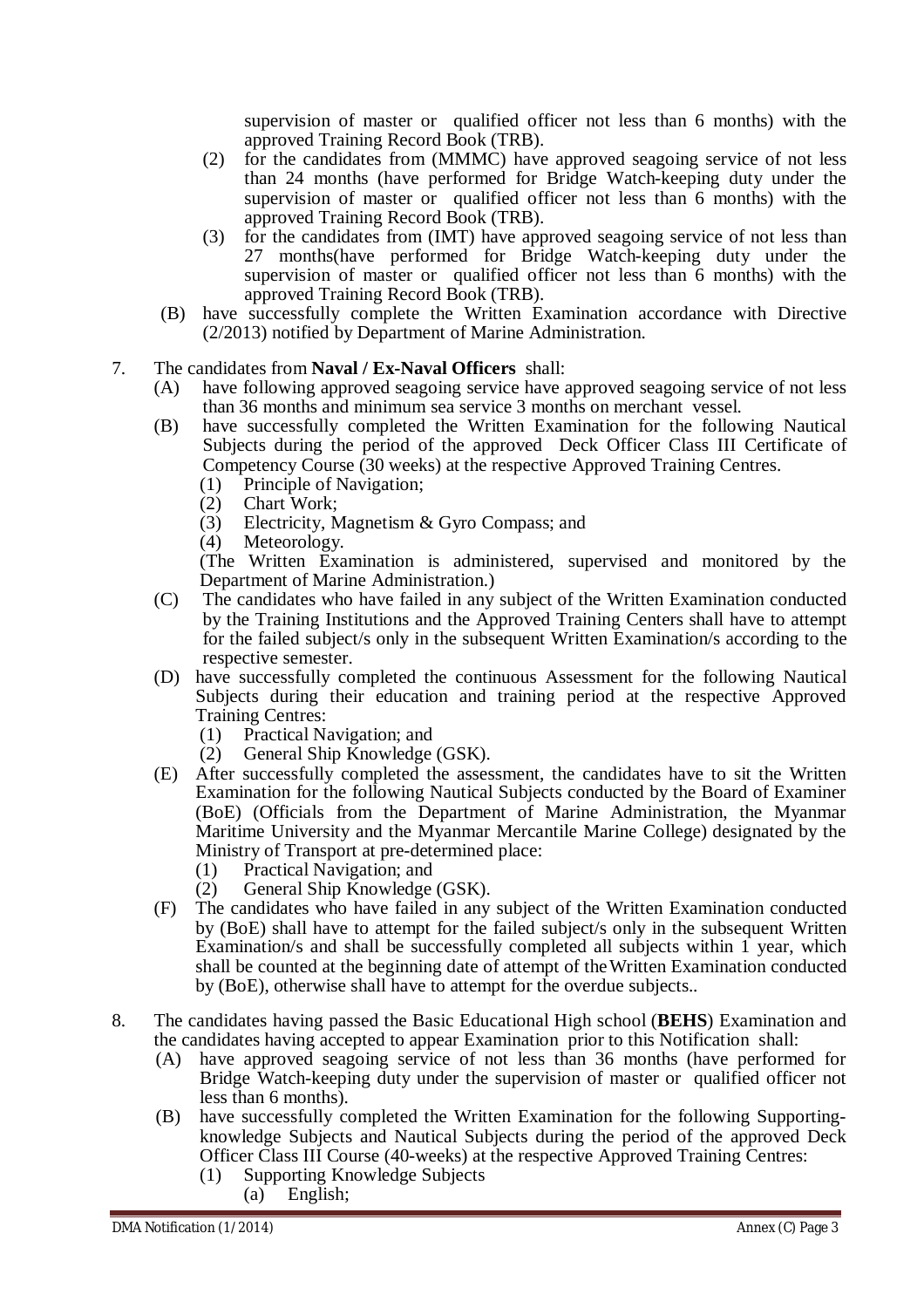supervision of master or qualified officer not less than 6 months) with the approved Training Record Book (TRB).

(2) for the candidates from (MMMC) have approved seagoing service of not less than 24 months (have performed for Bridge Watch-keeping duty under the supervision of master or qualified officer not less than 6 months) with the approved Training Record Book (TRB).

(3) for the candidates from (IMT) have approved seagoing service of not less than 27 months(have performed for Bridge Watch-keeping duty under the supervision of master or qualified officer not less than 6 months) with the approved Training Record Book (TRB).

(B) have successfully complete the Written Examination accordance with Directive (2/2013) notified by Department of Marine Administration.

7. The candidates from **Naval / Ex-Naval Officers** shall:

(A) have following approved seagoing service have approved seagoing service of not less than 36 months and minimum sea service 3 months on merchant vessel.

(B) have successfully completed the Written Examination for the following Nautical Subjects during the period of the approved Deck Officer Class III Certificate of Competency Course (30 weeks) at the respective Approved Training Centres.

- (1) Principle of Navigation;
- (2) Chart Work;
- (3) Electricity, Magnetism & Gyro Compass; and
- (4) Meteorology.

(The Written Examination is administered, supervised and monitored by the Department of Marine Administration.)

(C) The candidates who have failed in any subject of the Written Examination conducted by the Training Institutions and the Approved Training Centers shall have to attempt for the failed subject/s only in the subsequent Written Examination/s according to the respective semester.

(D) have successfully completed the continuous Assessment for the following Nautical Subjects during their education and training period at the respective Approved Training Centres:

- (1) Practical Navigation; and
- (2) General Ship Knowledge (GSK).

(E) After successfully completed the assessment, the candidates have to sit the Written Examination for the following Nautical Subjects conducted by the Board of Examiner (BoE) (Officials from the Department of Marine Administration, the Myanmar Maritime University and the Myanmar Mercantile Marine College) designated by the Ministry of Transport at pre-determined place:

- (1) Practical Navigation; and
- (2) General Ship Knowledge (GSK).

(F) The candidates who have failed in any subject of the Written Examination conducted by (BoE) shall have to attempt for the failed subject/s only in the subsequent Written Examination/s and shall be successfully completed all subjects within 1 year, which shall be counted at the beginning date of attempt of the Written Examination conducted by (BoE), otherwise shall have to attempt for the overdue subjects..

8. The candidates having passed the Basic Educational High school (**BEHS**) Examination and the candidates having accepted to appear Examination prior to this Notification shall:

(A) have approved seagoing service of not less than 36 months (have performed for Bridge Watch-keeping duty under the supervision of master or qualified officer not less than 6 months).

(B) have successfully completed the Written Examination for the following Supporting-knowledge Subjects and Nautical Subjects during the period of the approved Deck Officer Class III Course (40-weeks) at the respective Approved Training Centres:

- (1) Supporting Knowledge Subjects
  - (a) English;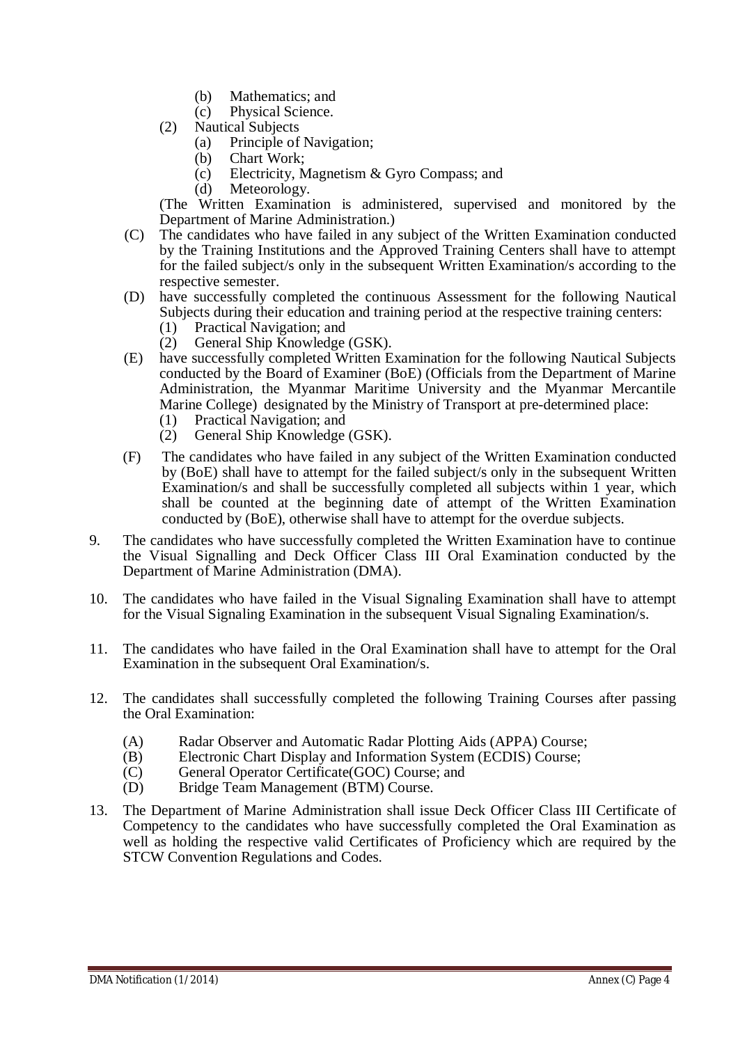(b) Mathematics; and
(c) Physical Science.

(2) Nautical Subjects
(a) Principle of Navigation;
(b) Chart Work;
(c) Electricity, Magnetism & Gyro Compass; and
(d) Meteorology.

(The Written Examination is administered, supervised and monitored by the Department of Marine Administration.)

(C) The candidates who have failed in any subject of the Written Examination conducted by the Training Institutions and the Approved Training Centers shall have to attempt for the failed subject/s only in the subsequent Written Examination/s according to the respective semester.

(D) have successfully completed the continuous Assessment for the following Nautical Subjects during their education and training period at the respective training centers:
(1) Practical Navigation; and
(2) General Ship Knowledge (GSK).

(E) have successfully completed Written Examination for the following Nautical Subjects conducted by the Board of Examiner (BoE) (Officials from the Department of Marine Administration, the Myanmar Maritime University and the Myanmar Mercantile Marine College) designated by the Ministry of Transport at pre-determined place:
(1) Practical Navigation; and
(2) General Ship Knowledge (GSK).

(F) The candidates who have failed in any subject of the Written Examination conducted by (BoE) shall have to attempt for the failed subject/s only in the subsequent Written Examination/s and shall be successfully completed all subjects within 1 year, which shall be counted at the beginning date of attempt of the Written Examination conducted by (BoE), otherwise shall have to attempt for the overdue subjects.

9. The candidates who have successfully completed the Written Examination have to continue the Visual Signalling and Deck Officer Class III Oral Examination conducted by the Department of Marine Administration (DMA).

10. The candidates who have failed in the Visual Signaling Examination shall have to attempt for the Visual Signaling Examination in the subsequent Visual Signaling Examination/s.

11. The candidates who have failed in the Oral Examination shall have to attempt for the Oral Examination in the subsequent Oral Examination/s.

12. The candidates shall successfully completed the following Training Courses after passing the Oral Examination:

(A) Radar Observer and Automatic Radar Plotting Aids (APPA) Course;
(B) Electronic Chart Display and Information System (ECDIS) Course;
(C) General Operator Certificate(GOC) Course; and
(D) Bridge Team Management (BTM) Course.

13. The Department of Marine Administration shall issue Deck Officer Class III Certificate of Competency to the candidates who have successfully completed the Oral Examination as well as holding the respective valid Certificates of Proficiency which are required by the STCW Convention Regulations and Codes.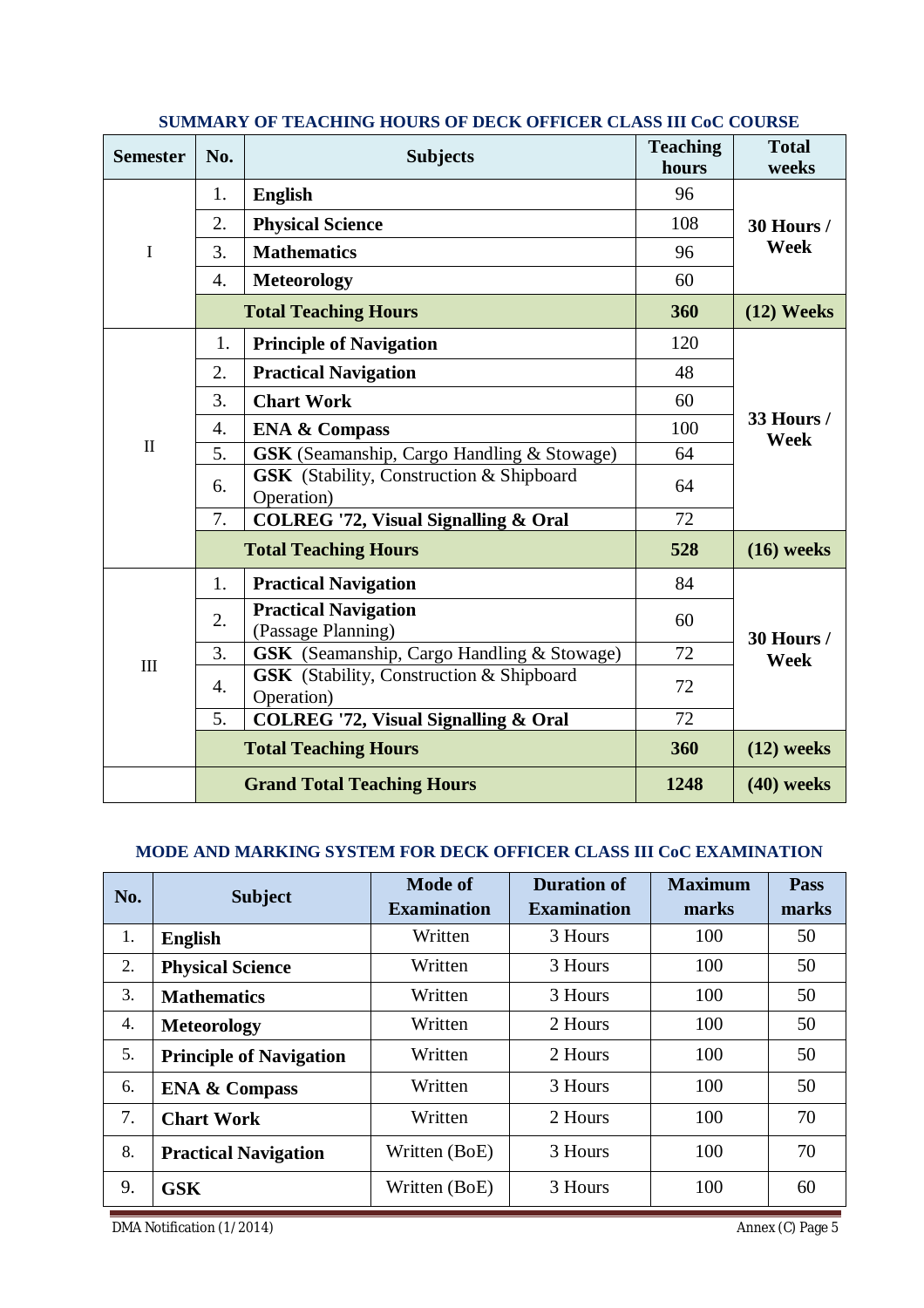### SUMMARY OF TEACHING HOURS OF DECK OFFICER CLASS III CoC COURSE

| Semester | No. | Subjects | Teaching hours | Total weeks |
|---|---|---|---|---|
| I | 1. | **English** | 96 | **30 Hours / Week** |
| | 2. | **Physical Science** | 108 | |
| | 3. | **Mathematics** | 96 | |
| | 4. | **Meteorology** | 60 | |
| | | **Total Teaching Hours** | **360** | **(12) Weeks** |
| II | 1. | **Principle of Navigation** | 120 | **33 Hours / Week** |
| | 2. | **Practical Navigation** | 48 | |
| | 3. | **Chart Work** | 60 | |
| | 4. | **ENA & Compass** | 100 | |
| | 5. | **GSK** (Seamanship, Cargo Handling & Stowage) | 64 | |
| | 6. | **GSK** (Stability, Construction & Shipboard Operation) | 64 | |
| | 7. | **COLREG '72, Visual Signalling & Oral** | 72 | |
| | | **Total Teaching Hours** | **528** | **(16) weeks** |
| III | 1. | **Practical Navigation** | 84 | **30 Hours / Week** |
| | 2. | **Practical Navigation** (Passage Planning) | 60 | |
| | 3. | **GSK** (Seamanship, Cargo Handling & Stowage) | 72 | |
| | 4. | **GSK** (Stability, Construction & Shipboard Operation) | 72 | |
| | 5. | **COLREG '72, Visual Signalling & Oral** | 72 | |
| | | **Total Teaching Hours** | **360** | **(12) weeks** |
| | | **Grand Total Teaching Hours** | **1248** | **(40) weeks** |

### MODE AND MARKING SYSTEM FOR DECK OFFICER CLASS III CoC EXAMINATION

| No. | Subject | Mode of Examination | Duration of Examination | Maximum marks | Pass marks |
|---|---|---|---|---|---|
| 1. | **English** | Written | 3 Hours | 100 | 50 |
| 2. | **Physical Science** | Written | 3 Hours | 100 | 50 |
| 3. | **Mathematics** | Written | 3 Hours | 100 | 50 |
| 4. | **Meteorology** | Written | 2 Hours | 100 | 50 |
| 5. | **Principle of Navigation** | Written | 2 Hours | 100 | 50 |
| 6. | **ENA & Compass** | Written | 3 Hours | 100 | 50 |
| 7. | **Chart Work** | Written | 2 Hours | 100 | 70 |
| 8. | **Practical Navigation** | Written (BoE) | 3 Hours | 100 | 70 |
| 9. | **GSK** | Written (BoE) | 3 Hours | 100 | 60 |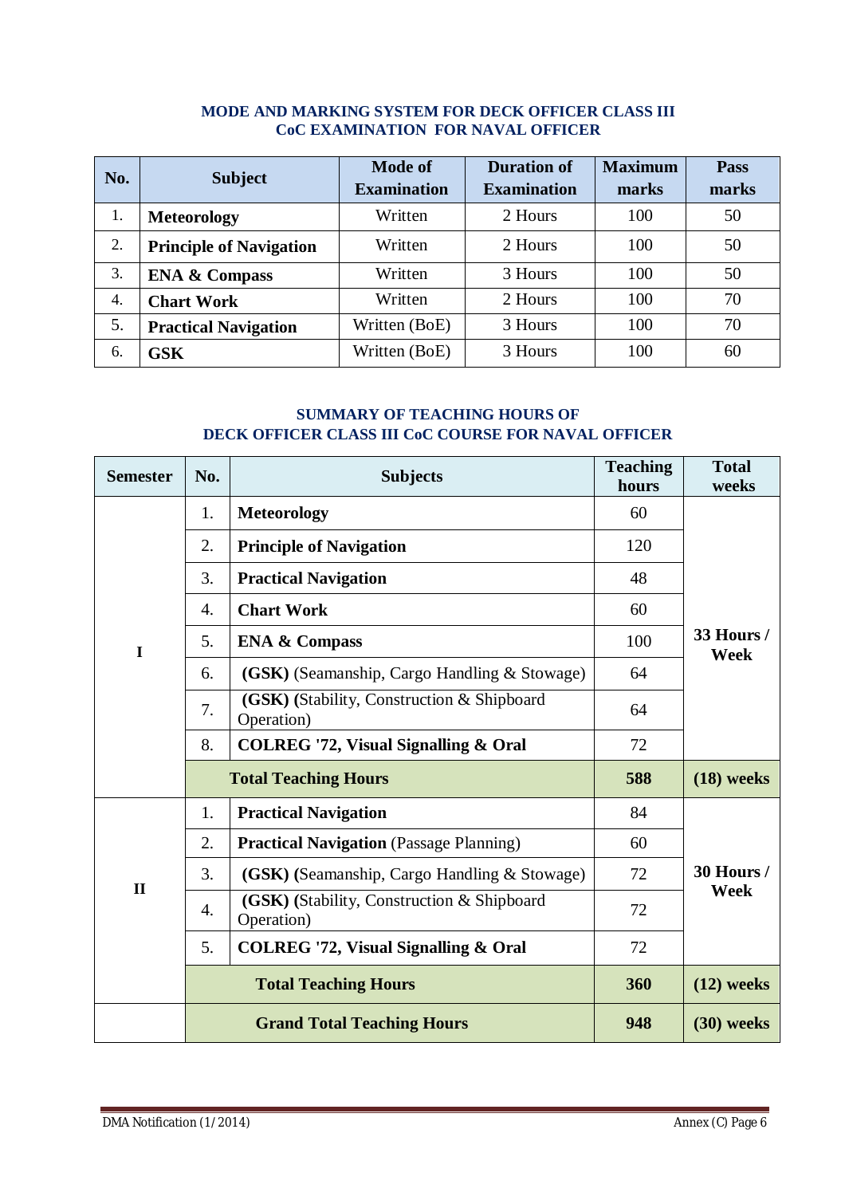## MODE AND MARKING SYSTEM FOR DECK OFFICER CLASS III CoC EXAMINATION FOR NAVAL OFFICER

| No. | Subject | Mode of Examination | Duration of Examination | Maximum marks | Pass marks |
|---|---|---|---|---|---|
| 1. | **Meteorology** | Written | 2 Hours | 100 | 50 |
| 2. | **Principle of Navigation** | Written | 2 Hours | 100 | 50 |
| 3. | **ENA & Compass** | Written | 3 Hours | 100 | 50 |
| 4. | **Chart Work** | Written | 2 Hours | 100 | 70 |
| 5. | **Practical Navigation** | Written (BoE) | 3 Hours | 100 | 70 |
| 6. | **GSK** | Written (BoE) | 3 Hours | 100 | 60 |

## SUMMARY OF TEACHING HOURS OF DECK OFFICER CLASS III CoC COURSE FOR NAVAL OFFICER

| Semester | No. | Subjects | Teaching hours | Total weeks |
|---|---|---|---|---|
| I | 1. | **Meteorology** | 60 | **33 Hours / Week** |
| | 2. | **Principle of Navigation** | 120 | |
| | 3. | **Practical Navigation** | 48 | |
| | 4. | **Chart Work** | 60 | |
| | 5. | **ENA & Compass** | 100 | |
| | 6. | **(GSK)** (Seamanship, Cargo Handling & Stowage) | 64 | |
| | 7. | **(GSK) (**Stability, Construction & Shipboard Operation) | 64 | |
| | 8. | **COLREG '72, Visual Signalling & Oral** | 72 | |
| | | **Total Teaching Hours** | **588** | **(18) weeks** |
| II | 1. | **Practical Navigation** | 84 | **30 Hours / Week** |
| | 2. | **Practical Navigation** (Passage Planning) | 60 | |
| | 3. | **(GSK) (**Seamanship, Cargo Handling & Stowage) | 72 | |
| | 4. | **(GSK) (**Stability, Construction & Shipboard Operation) | 72 | |
| | 5. | **COLREG '72, Visual Signalling & Oral** | 72 | |
| | | **Total Teaching Hours** | **360** | **(12) weeks** |
| | | **Grand Total Teaching Hours** | **948** | **(30) weeks** |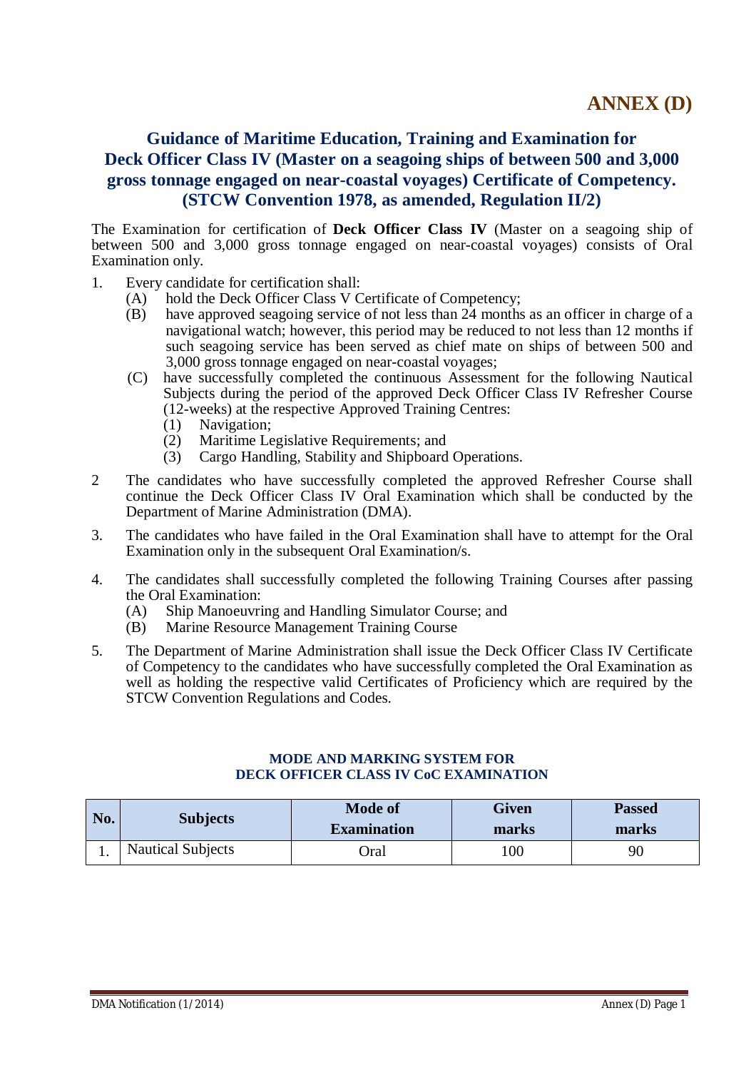# ANNEX (D)

## Guidance of Maritime Education, Training and Examination for Deck Officer Class IV (Master on a seagoing ships of between 500 and 3,000 gross tonnage engaged on near-coastal voyages) Certificate of Competency. (STCW Convention 1978, as amended, Regulation II/2)

The Examination for certification of **Deck Officer Class IV** (Master on a seagoing ship of between 500 and 3,000 gross tonnage engaged on near-coastal voyages) consists of Oral Examination only.

1. Every candidate for certification shall:
   (A) hold the Deck Officer Class V Certificate of Competency;
   (B) have approved seagoing service of not less than 24 months as an officer in charge of a navigational watch; however, this period may be reduced to not less than 12 months if such seagoing service has been served as chief mate on ships of between 500 and 3,000 gross tonnage engaged on near-coastal voyages;
   (C) have successfully completed the continuous Assessment for the following Nautical Subjects during the period of the approved Deck Officer Class IV Refresher Course (12-weeks) at the respective Approved Training Centres:
      (1) Navigation;
      (2) Maritime Legislative Requirements; and
      (3) Cargo Handling, Stability and Shipboard Operations.

2 The candidates who have successfully completed the approved Refresher Course shall continue the Deck Officer Class IV Oral Examination which shall be conducted by the Department of Marine Administration (DMA).

3. The candidates who have failed in the Oral Examination shall have to attempt for the Oral Examination only in the subsequent Oral Examination/s.

4. The candidates shall successfully completed the following Training Courses after passing the Oral Examination:
   (A) Ship Manoeuvring and Handling Simulator Course; and
   (B) Marine Resource Management Training Course

5. The Department of Marine Administration shall issue the Deck Officer Class IV Certificate of Competency to the candidates who have successfully completed the Oral Examination as well as holding the respective valid Certificates of Proficiency which are required by the STCW Convention Regulations and Codes.

### MODE AND MARKING SYSTEM FOR DECK OFFICER CLASS IV CoC EXAMINATION

| No. | Subjects | Mode of Examination | Given marks | Passed marks |
|---|---|---|---|---|
| 1. | Nautical Subjects | Oral | 100 | 90 |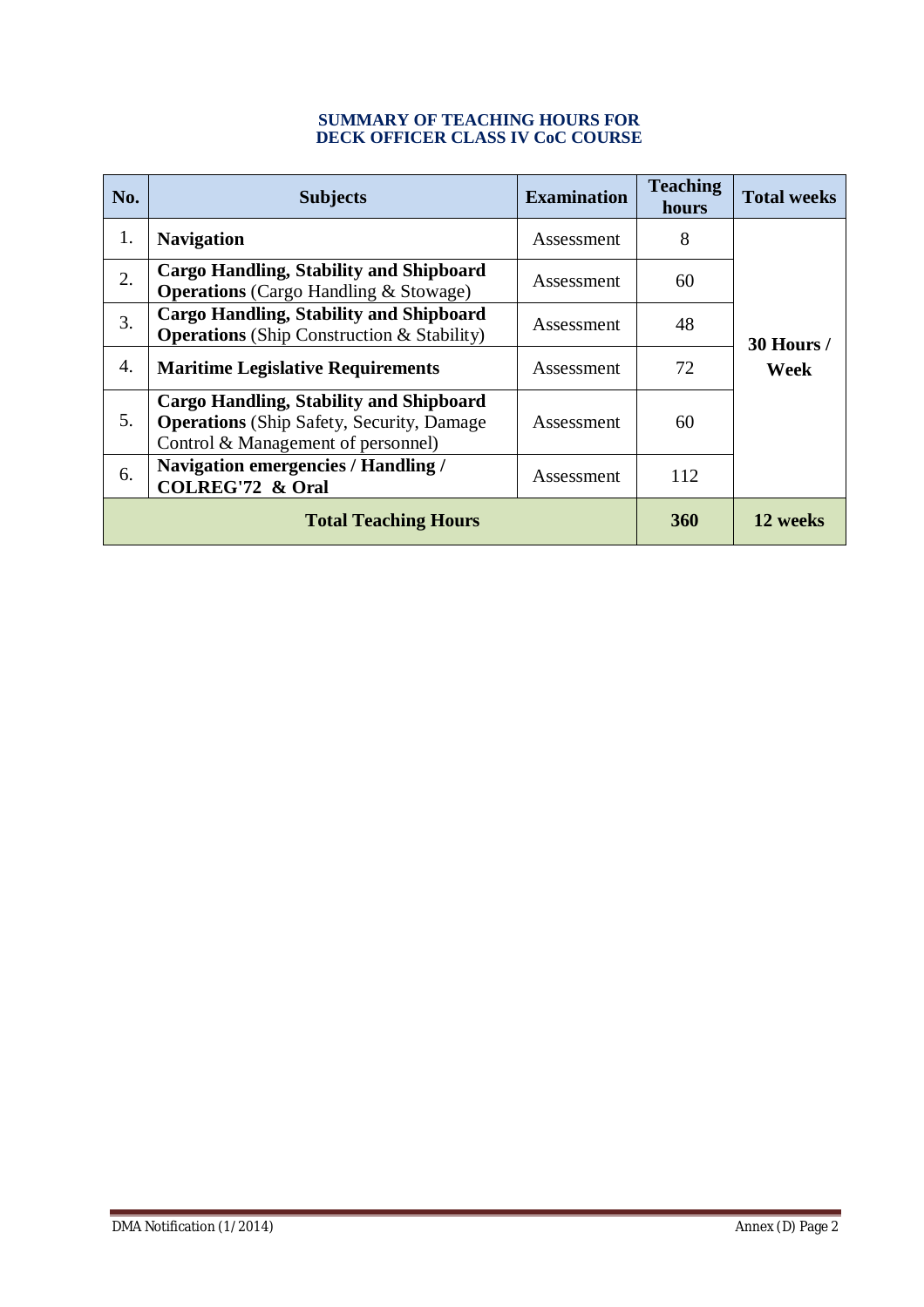## SUMMARY OF TEACHING HOURS FOR DECK OFFICER CLASS IV CoC COURSE

| No. | Subjects | Examination | Teaching hours | Total weeks |
|---|---|---|---|---|
| 1. | **Navigation** | Assessment | 8 | **30 Hours / Week** |
| 2. | **Cargo Handling, Stability and Shipboard Operations** (Cargo Handling & Stowage) | Assessment | 60 | |
| 3. | **Cargo Handling, Stability and Shipboard Operations** (Ship Construction & Stability) | Assessment | 48 | |
| 4. | **Maritime Legislative Requirements** | Assessment | 72 | |
| 5. | **Cargo Handling, Stability and Shipboard Operations** (Ship Safety, Security, Damage Control & Management of personnel) | Assessment | 60 | |
| 6. | **Navigation emergencies / Handling / COLREG'72 & Oral** | Assessment | 112 | |
| **Total Teaching Hours** | | | **360** | **12 weeks** |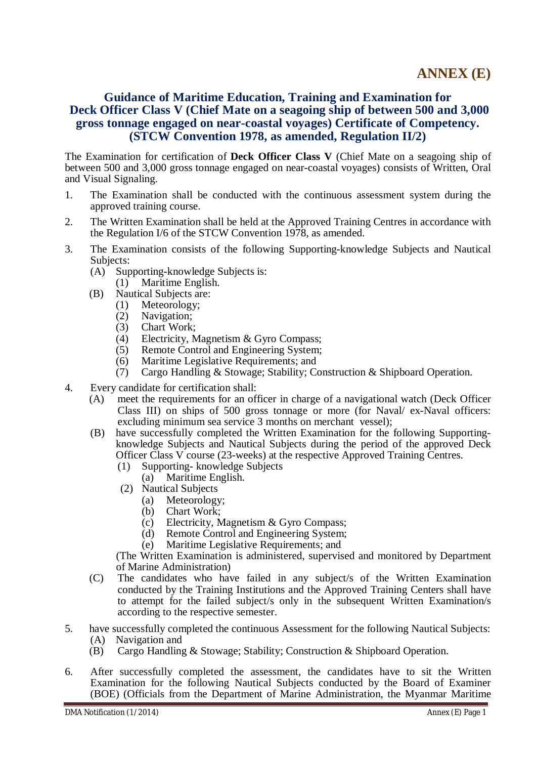# ANNEX (E)

## Guidance of Maritime Education, Training and Examination for Deck Officer Class V (Chief Mate on a seagoing ship of between 500 and 3,000 gross tonnage engaged on near-coastal voyages) Certificate of Competency. (STCW Convention 1978, as amended, Regulation II/2)

The Examination for certification of **Deck Officer Class V** (Chief Mate on a seagoing ship of between 500 and 3,000 gross tonnage engaged on near-coastal voyages) consists of Written, Oral and Visual Signaling.

1. The Examination shall be conducted with the continuous assessment system during the approved training course.
2. The Written Examination shall be held at the Approved Training Centres in accordance with the Regulation I/6 of the STCW Convention 1978, as amended.
3. The Examination consists of the following Supporting-knowledge Subjects and Nautical Subjects:
   - (A) Supporting-knowledge Subjects is:
     - (1) Maritime English.
   - (B) Nautical Subjects are:
     - (1) Meteorology;
     - (2) Navigation;
     - (3) Chart Work;
     - (4) Electricity, Magnetism & Gyro Compass;
     - (5) Remote Control and Engineering System;
     - (6) Maritime Legislative Requirements; and
     - (7) Cargo Handling & Stowage; Stability; Construction & Shipboard Operation.
4. Every candidate for certification shall:
   - (A) meet the requirements for an officer in charge of a navigational watch (Deck Officer Class III) on ships of 500 gross tonnage or more (for Naval/ ex-Naval officers: excluding minimum sea service 3 months on merchant vessel);
   - (B) have successfully completed the Written Examination for the following Supporting-knowledge Subjects and Nautical Subjects during the period of the approved Deck Officer Class V course (23-weeks) at the respective Approved Training Centres.
     - (1) Supporting- knowledge Subjects
       - (a) Maritime English.
     - (2) Nautical Subjects
       - (a) Meteorology;
       - (b) Chart Work;
       - (c) Electricity, Magnetism & Gyro Compass;
       - (d) Remote Control and Engineering System;
       - (e) Maritime Legislative Requirements; and

     (The Written Examination is administered, supervised and monitored by Department of Marine Administration)
   - (C) The candidates who have failed in any subject/s of the Written Examination conducted by the Training Institutions and the Approved Training Centers shall have to attempt for the failed subject/s only in the subsequent Written Examination/s according to the respective semester.
5. have successfully completed the continuous Assessment for the following Nautical Subjects:
   - (A) Navigation and
   - (B) Cargo Handling & Stowage; Stability; Construction & Shipboard Operation.
6. After successfully completed the assessment, the candidates have to sit the Written Examination for the following Nautical Subjects conducted by the Board of Examiner (BOE) (Officials from the Department of Marine Administration, the Myanmar Maritime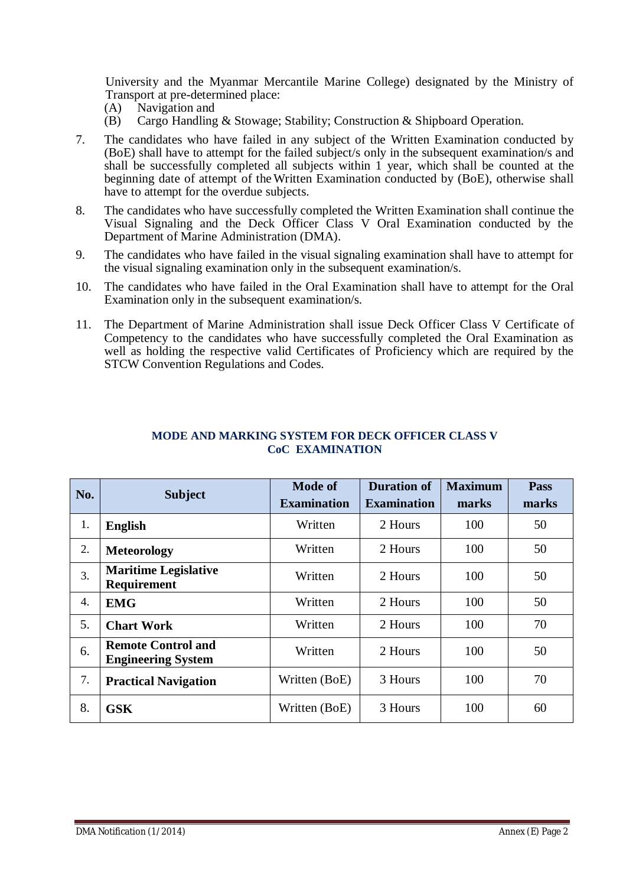University and the Myanmar Mercantile Marine College) designated by the Ministry of Transport at pre-determined place:

(A) Navigation and
(B) Cargo Handling & Stowage; Stability; Construction & Shipboard Operation.

7. The candidates who have failed in any subject of the Written Examination conducted by (BoE) shall have to attempt for the failed subject/s only in the subsequent examination/s and shall be successfully completed all subjects within 1 year, which shall be counted at the beginning date of attempt of the Written Examination conducted by (BoE), otherwise shall have to attempt for the overdue subjects.

8. The candidates who have successfully completed the Written Examination shall continue the Visual Signaling and the Deck Officer Class V Oral Examination conducted by the Department of Marine Administration (DMA).

9. The candidates who have failed in the visual signaling examination shall have to attempt for the visual signaling examination only in the subsequent examination/s.

10. The candidates who have failed in the Oral Examination shall have to attempt for the Oral Examination only in the subsequent examination/s.

11. The Department of Marine Administration shall issue Deck Officer Class V Certificate of Competency to the candidates who have successfully completed the Oral Examination as well as holding the respective valid Certificates of Proficiency which are required by the STCW Convention Regulations and Codes.

## MODE AND MARKING SYSTEM FOR DECK OFFICER CLASS V CoC EXAMINATION

| No. | Subject | Mode of Examination | Duration of Examination | Maximum marks | Pass marks |
|---|---|---|---|---|---|
| 1. | **English** | Written | 2 Hours | 100 | 50 |
| 2. | **Meteorology** | Written | 2 Hours | 100 | 50 |
| 3. | **Maritime Legislative Requirement** | Written | 2 Hours | 100 | 50 |
| 4. | **EMG** | Written | 2 Hours | 100 | 50 |
| 5. | **Chart Work** | Written | 2 Hours | 100 | 70 |
| 6. | **Remote Control and Engineering System** | Written | 2 Hours | 100 | 50 |
| 7. | **Practical Navigation** | Written (BoE) | 3 Hours | 100 | 70 |
| 8. | **GSK** | Written (BoE) | 3 Hours | 100 | 60 |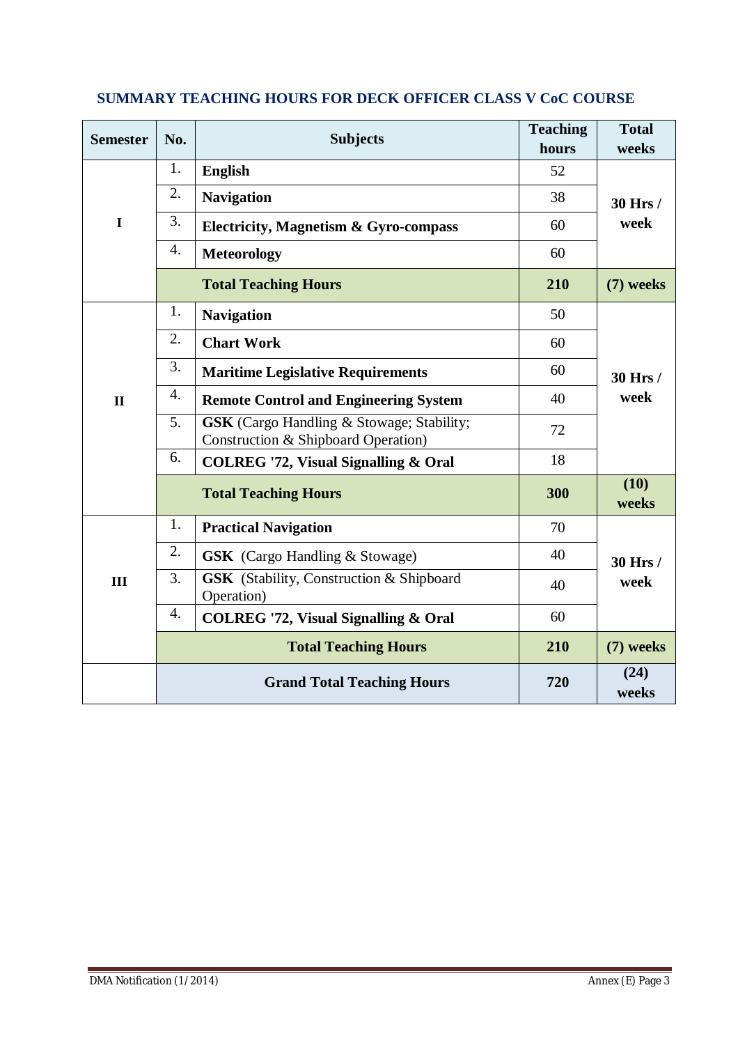## SUMMARY TEACHING HOURS FOR DECK OFFICER CLASS V CoC COURSE

| Semester | No. | Subjects | Teaching hours | Total weeks |
|---|---|---|---|---|
| I | 1. | **English** | 52 | **30 Hrs / week** |
| | 2. | **Navigation** | 38 | |
| | 3. | **Electricity, Magnetism & Gyro-compass** | 60 | |
| | 4. | **Meteorology** | 60 | |
| | | **Total Teaching Hours** | **210** | **(7) weeks** |
| II | 1. | **Navigation** | 50 | **30 Hrs / week** |
| | 2. | **Chart Work** | 60 | |
| | 3. | **Maritime Legislative Requirements** | 60 | |
| | 4. | **Remote Control and Engineering System** | 40 | |
| | 5. | **GSK** (Cargo Handling & Stowage; Stability; Construction & Shipboard Operation) | 72 | |
| | 6. | **COLREG '72, Visual Signalling & Oral** | 18 | |
| | | **Total Teaching Hours** | **300** | **(10) weeks** |
| III | 1. | **Practical Navigation** | 70 | **30 Hrs / week** |
| | 2. | **GSK** (Cargo Handling & Stowage) | 40 | |
| | 3. | **GSK** (Stability, Construction & Shipboard Operation) | 40 | |
| | 4. | **COLREG '72, Visual Signalling & Oral** | 60 | |
| | | **Total Teaching Hours** | **210** | **(7) weeks** |
| | | **Grand Total Teaching Hours** | **720** | **(24) weeks** |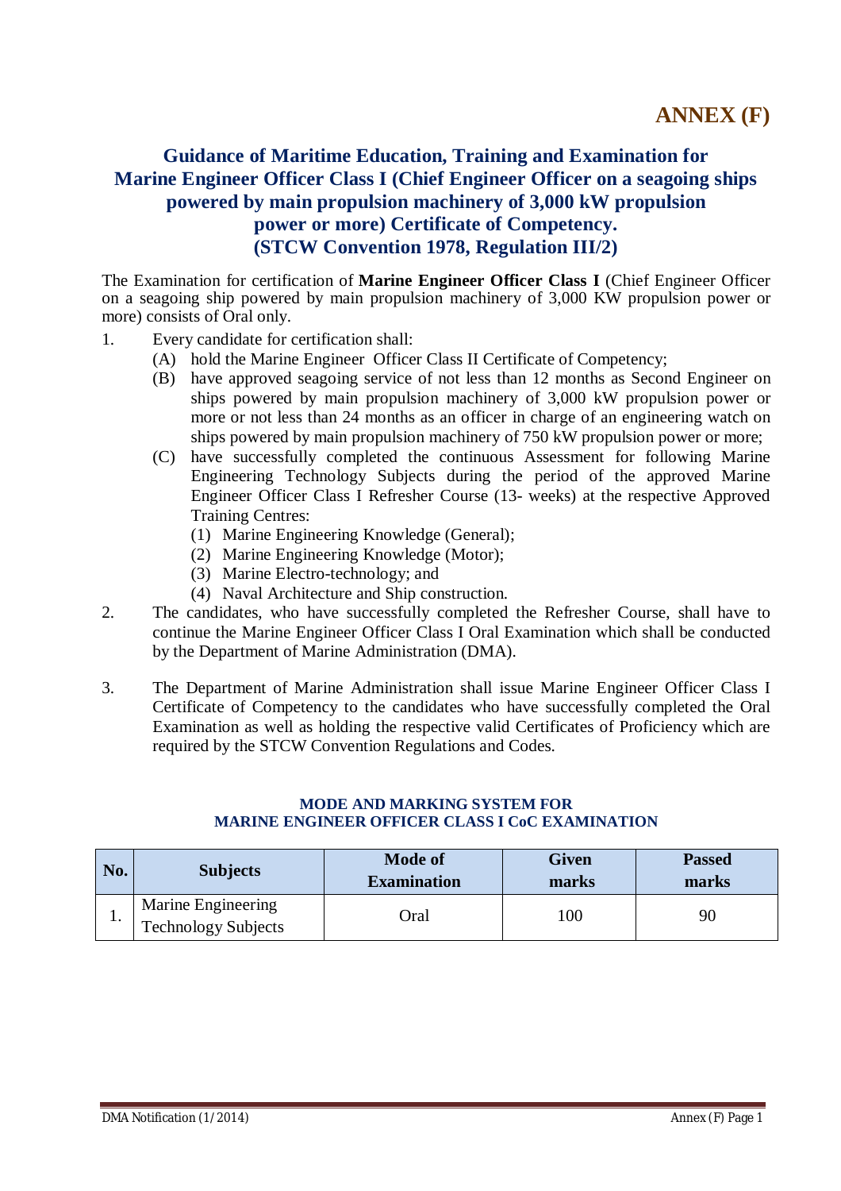# ANNEX (F)

## Guidance of Maritime Education, Training and Examination for Marine Engineer Officer Class I (Chief Engineer Officer on a seagoing ships powered by main propulsion machinery of 3,000 kW propulsion power or more) Certificate of Competency. (STCW Convention 1978, Regulation III/2)

The Examination for certification of **Marine Engineer Officer Class I** (Chief Engineer Officer on a seagoing ship powered by main propulsion machinery of 3,000 KW propulsion power or more) consists of Oral only.

1. Every candidate for certification shall:
   - (A) hold the Marine Engineer Officer Class II Certificate of Competency;
   - (B) have approved seagoing service of not less than 12 months as Second Engineer on ships powered by main propulsion machinery of 3,000 kW propulsion power or more or not less than 24 months as an officer in charge of an engineering watch on ships powered by main propulsion machinery of 750 kW propulsion power or more;
   - (C) have successfully completed the continuous Assessment for following Marine Engineering Technology Subjects during the period of the approved Marine Engineer Officer Class I Refresher Course (13- weeks) at the respective Approved Training Centres:
     - (1) Marine Engineering Knowledge (General);
     - (2) Marine Engineering Knowledge (Motor);
     - (3) Marine Electro-technology; and
     - (4) Naval Architecture and Ship construction.
2. The candidates, who have successfully completed the Refresher Course, shall have to continue the Marine Engineer Officer Class I Oral Examination which shall be conducted by the Department of Marine Administration (DMA).
3. The Department of Marine Administration shall issue Marine Engineer Officer Class I Certificate of Competency to the candidates who have successfully completed the Oral Examination as well as holding the respective valid Certificates of Proficiency which are required by the STCW Convention Regulations and Codes.

### MODE AND MARKING SYSTEM FOR MARINE ENGINEER OFFICER CLASS I CoC EXAMINATION

| No. | Subjects | Mode of Examination | Given marks | Passed marks |
|---|---|---|---|---|
| 1. | Marine Engineering Technology Subjects | Oral | 100 | 90 |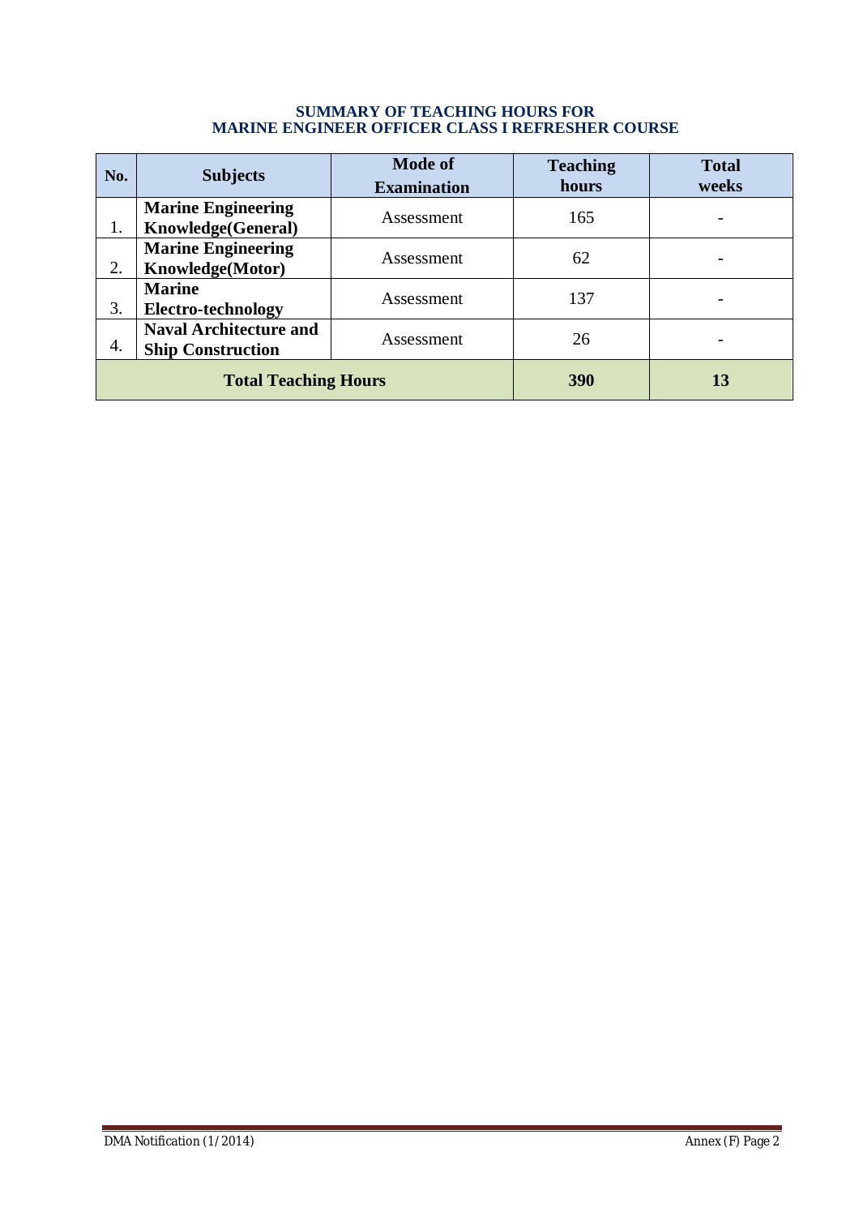**SUMMARY OF TEACHING HOURS FOR**
**MARINE ENGINEER OFFICER CLASS I REFRESHER COURSE**

| No. | Subjects | Mode of Examination | Teaching hours | Total weeks |
|---|---|---|---|---|
| 1. | **Marine Engineering Knowledge(General)** | Assessment | 165 | - |
| 2. | **Marine Engineering Knowledge(Motor)** | Assessment | 62 | - |
| 3. | **Marine Electro-technology** | Assessment | 137 | - |
| 4. | **Naval Architecture and Ship Construction** | Assessment | 26 | - |
| **Total Teaching Hours** | | | **390** | **13** |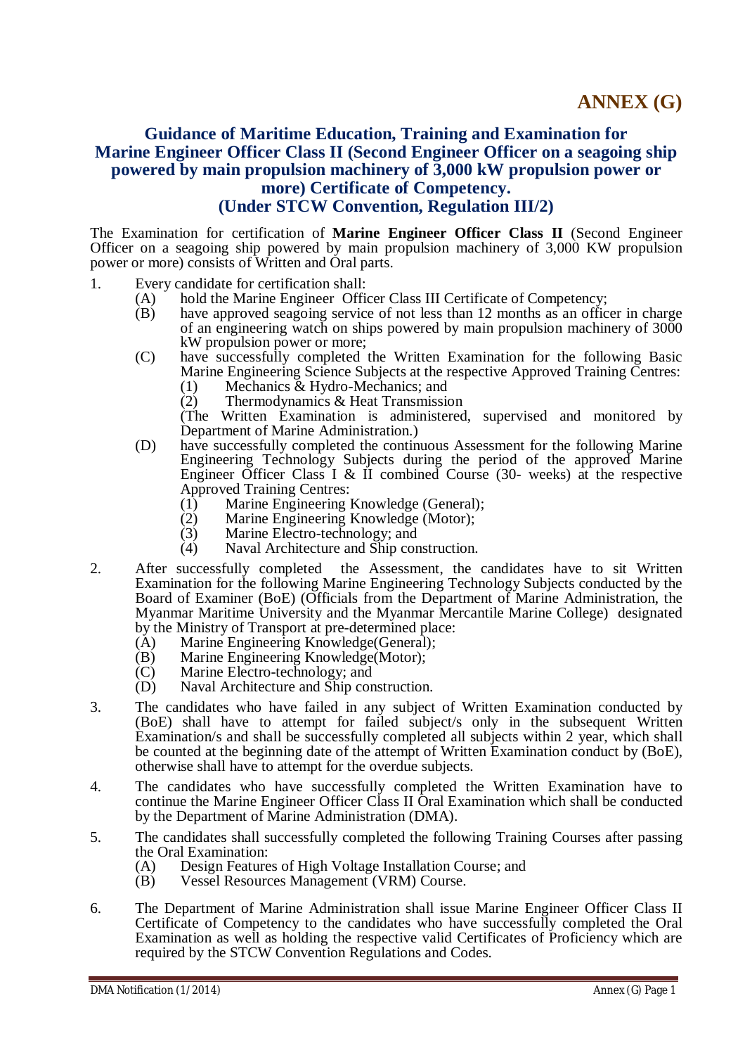# ANNEX (G)

## Guidance of Maritime Education, Training and Examination for Marine Engineer Officer Class II (Second Engineer Officer on a seagoing ship powered by main propulsion machinery of 3,000 kW propulsion power or more) Certificate of Competency.
## (Under STCW Convention, Regulation III/2)

The Examination for certification of **Marine Engineer Officer Class II** (Second Engineer Officer on a seagoing ship powered by main propulsion machinery of 3,000 KW propulsion power or more) consists of Written and Oral parts.

1. Every candidate for certification shall:
   - (A) hold the Marine Engineer Officer Class III Certificate of Competency;
   - (B) have approved seagoing service of not less than 12 months as an officer in charge of an engineering watch on ships powered by main propulsion machinery of 3000 kW propulsion power or more;
   - (C) have successfully completed the Written Examination for the following Basic Marine Engineering Science Subjects at the respective Approved Training Centres:
     - (1) Mechanics & Hydro-Mechanics; and
     - (2) Thermodynamics & Heat Transmission

     (The Written Examination is administered, supervised and monitored by Department of Marine Administration.)
   - (D) have successfully completed the continuous Assessment for the following Marine Engineering Technology Subjects during the period of the approved Marine Engineer Officer Class I & II combined Course (30- weeks) at the respective Approved Training Centres:
     - (1) Marine Engineering Knowledge (General);
     - (2) Marine Engineering Knowledge (Motor);
     - (3) Marine Electro-technology; and
     - (4) Naval Architecture and Ship construction.

2. After successfully completed the Assessment, the candidates have to sit Written Examination for the following Marine Engineering Technology Subjects conducted by the Board of Examiner (BoE) (Officials from the Department of Marine Administration, the Myanmar Maritime University and the Myanmar Mercantile Marine College) designated by the Ministry of Transport at pre-determined place:
   - (A) Marine Engineering Knowledge(General);
   - (B) Marine Engineering Knowledge(Motor);
   - (C) Marine Electro-technology; and
   - (D) Naval Architecture and Ship construction.

3. The candidates who have failed in any subject of Written Examination conducted by (BoE) shall have to attempt for failed subject/s only in the subsequent Written Examination/s and shall be successfully completed all subjects within 2 year, which shall be counted at the beginning date of the attempt of Written Examination conduct by (BoE), otherwise shall have to attempt for the overdue subjects.

4. The candidates who have successfully completed the Written Examination have to continue the Marine Engineer Officer Class II Oral Examination which shall be conducted by the Department of Marine Administration (DMA).

5. The candidates shall successfully completed the following Training Courses after passing the Oral Examination:
   - (A) Design Features of High Voltage Installation Course; and
   - (B) Vessel Resources Management (VRM) Course.

6. The Department of Marine Administration shall issue Marine Engineer Officer Class II Certificate of Competency to the candidates who have successfully completed the Oral Examination as well as holding the respective valid Certificates of Proficiency which are required by the STCW Convention Regulations and Codes.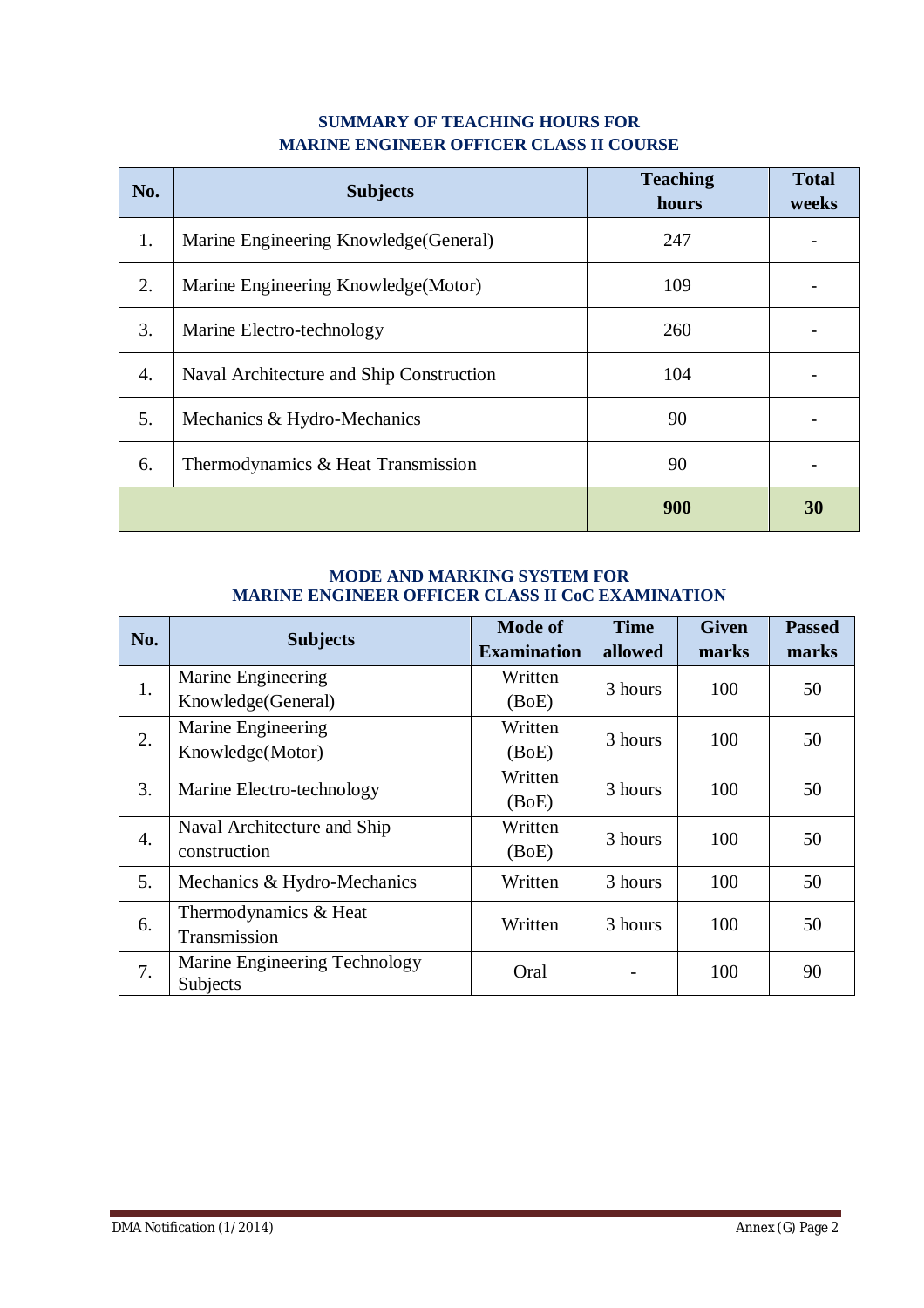**SUMMARY OF TEACHING HOURS FOR**
**MARINE ENGINEER OFFICER CLASS II COURSE**

| No. | Subjects | Teaching hours | Total weeks |
|---|---|---|---|
| 1. | Marine Engineering Knowledge(General) | 247 | - |
| 2. | Marine Engineering Knowledge(Motor) | 109 | - |
| 3. | Marine Electro-technology | 260 | - |
| 4. | Naval Architecture and Ship Construction | 104 | - |
| 5. | Mechanics & Hydro-Mechanics | 90 | - |
| 6. | Thermodynamics & Heat Transmission | 90 | - |
| | | **900** | **30** |

**MODE AND MARKING SYSTEM FOR**
**MARINE ENGINEER OFFICER CLASS II CoC EXAMINATION**

| No. | Subjects | Mode of Examination | Time allowed | Given marks | Passed marks |
|---|---|---|---|---|---|
| 1. | Marine Engineering Knowledge(General) | Written (BoE) | 3 hours | 100 | 50 |
| 2. | Marine Engineering Knowledge(Motor) | Written (BoE) | 3 hours | 100 | 50 |
| 3. | Marine Electro-technology | Written (BoE) | 3 hours | 100 | 50 |
| 4. | Naval Architecture and Ship construction | Written (BoE) | 3 hours | 100 | 50 |
| 5. | Mechanics & Hydro-Mechanics | Written | 3 hours | 100 | 50 |
| 6. | Thermodynamics & Heat Transmission | Written | 3 hours | 100 | 50 |
| 7. | Marine Engineering Technology Subjects | Oral | - | 100 | 90 |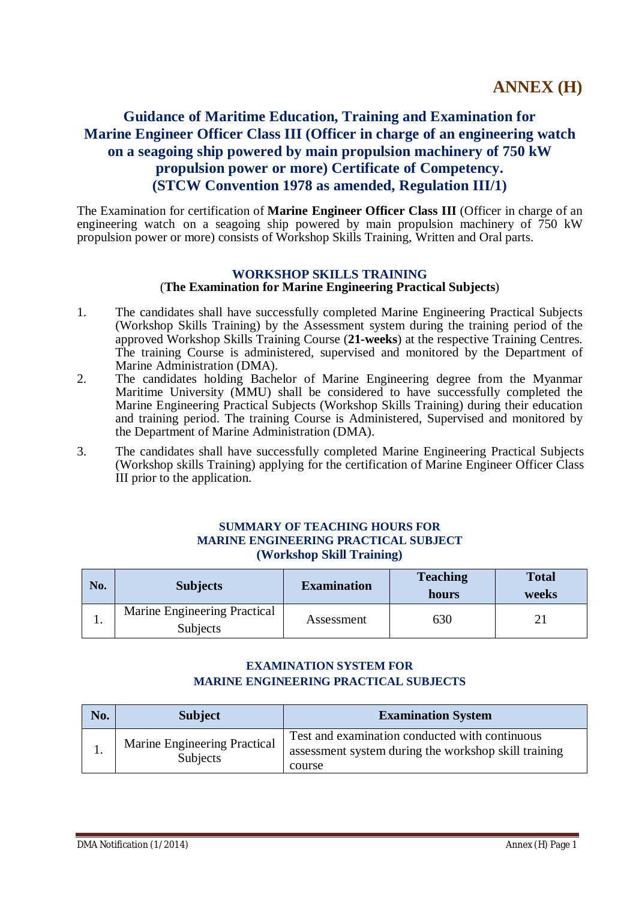# ANNEX (H)

## Guidance of Maritime Education, Training and Examination for Marine Engineer Officer Class III (Officer in charge of an engineering watch on a seagoing ship powered by main propulsion machinery of 750 kW propulsion power or more) Certificate of Competency. (STCW Convention 1978 as amended, Regulation III/1)

The Examination for certification of **Marine Engineer Officer Class III** (Officer in charge of an engineering watch on a seagoing ship powered by main propulsion machinery of 750 kW propulsion power or more) consists of Workshop Skills Training, Written and Oral parts.

### WORKSHOP SKILLS TRAINING
(**The Examination for Marine Engineering Practical Subjects**)

1. The candidates shall have successfully completed Marine Engineering Practical Subjects (Workshop Skills Training) by the Assessment system during the training period of the approved Workshop Skills Training Course (**21-weeks**) at the respective Training Centres. The training Course is administered, supervised and monitored by the Department of Marine Administration (DMA).
2. The candidates holding Bachelor of Marine Engineering degree from the Myanmar Maritime University (MMU) shall be considered to have successfully completed the Marine Engineering Practical Subjects (Workshop Skills Training) during their education and training period. The training Course is Administered, Supervised and monitored by the Department of Marine Administration (DMA).
3. The candidates shall have successfully completed Marine Engineering Practical Subjects (Workshop skills Training) applying for the certification of Marine Engineer Officer Class III prior to the application.

#### SUMMARY OF TEACHING HOURS FOR MARINE ENGINEERING PRACTICAL SUBJECT (Workshop Skill Training)

| No. | Subjects | Examination | Teaching hours | Total weeks |
|---|---|---|---|---|
| 1. | Marine Engineering Practical Subjects | Assessment | 630 | 21 |

#### EXAMINATION SYSTEM FOR MARINE ENGINEERING PRACTICAL SUBJECTS

| No. | Subject | Examination System |
|---|---|---|
| 1. | Marine Engineering Practical Subjects | Test and examination conducted with continuous assessment system during the workshop skill training course |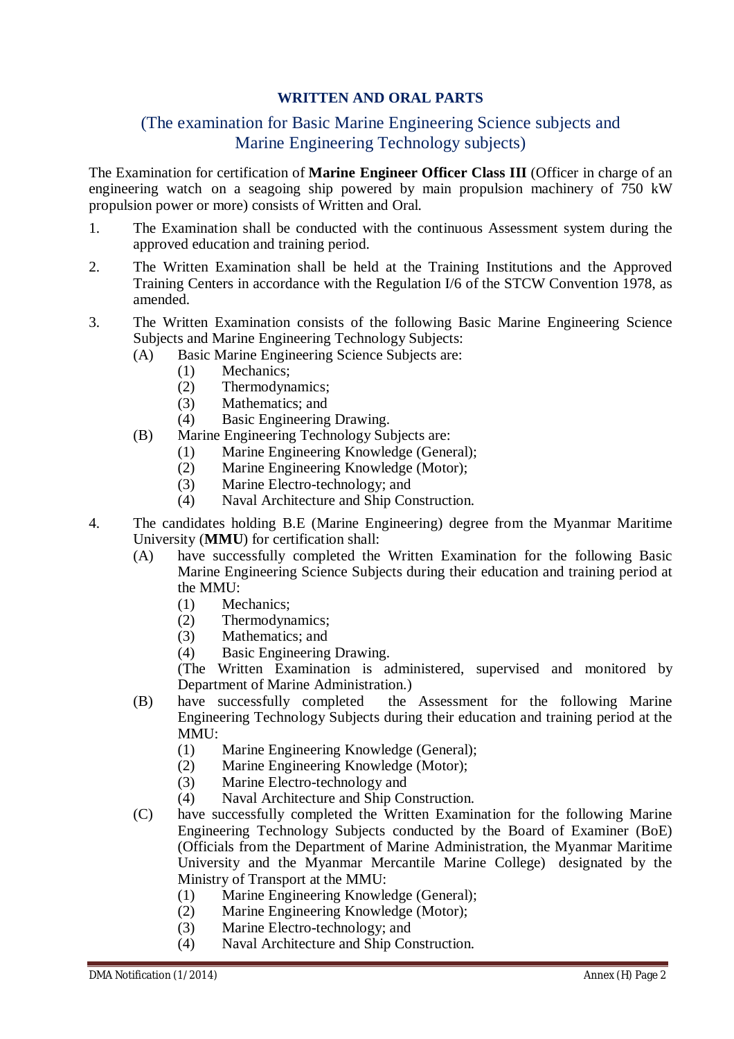## WRITTEN AND ORAL PARTS

### (The examination for Basic Marine Engineering Science subjects and Marine Engineering Technology subjects)

The Examination for certification of **Marine Engineer Officer Class III** (Officer in charge of an engineering watch on a seagoing ship powered by main propulsion machinery of 750 kW propulsion power or more) consists of Written and Oral.

1. The Examination shall be conducted with the continuous Assessment system during the approved education and training period.
2. The Written Examination shall be held at the Training Institutions and the Approved Training Centers in accordance with the Regulation I/6 of the STCW Convention 1978, as amended.
3. The Written Examination consists of the following Basic Marine Engineering Science Subjects and Marine Engineering Technology Subjects:
   - (A) Basic Marine Engineering Science Subjects are:
     - (1) Mechanics;
     - (2) Thermodynamics;
     - (3) Mathematics; and
     - (4) Basic Engineering Drawing.
   - (B) Marine Engineering Technology Subjects are:
     - (1) Marine Engineering Knowledge (General);
     - (2) Marine Engineering Knowledge (Motor);
     - (3) Marine Electro-technology; and
     - (4) Naval Architecture and Ship Construction.
4. The candidates holding B.E (Marine Engineering) degree from the Myanmar Maritime University (**MMU**) for certification shall:
   - (A) have successfully completed the Written Examination for the following Basic Marine Engineering Science Subjects during their education and training period at the MMU:
     - (1) Mechanics;
     - (2) Thermodynamics;
     - (3) Mathematics; and
     - (4) Basic Engineering Drawing.

     (The Written Examination is administered, supervised and monitored by Department of Marine Administration.)
   - (B) have successfully completed the Assessment for the following Marine Engineering Technology Subjects during their education and training period at the MMU:
     - (1) Marine Engineering Knowledge (General);
     - (2) Marine Engineering Knowledge (Motor);
     - (3) Marine Electro-technology and
     - (4) Naval Architecture and Ship Construction.
   - (C) have successfully completed the Written Examination for the following Marine Engineering Technology Subjects conducted by the Board of Examiner (BoE) (Officials from the Department of Marine Administration, the Myanmar Maritime University and the Myanmar Mercantile Marine College) designated by the Ministry of Transport at the MMU:
     - (1) Marine Engineering Knowledge (General);
     - (2) Marine Engineering Knowledge (Motor);
     - (3) Marine Electro-technology; and
     - (4) Naval Architecture and Ship Construction.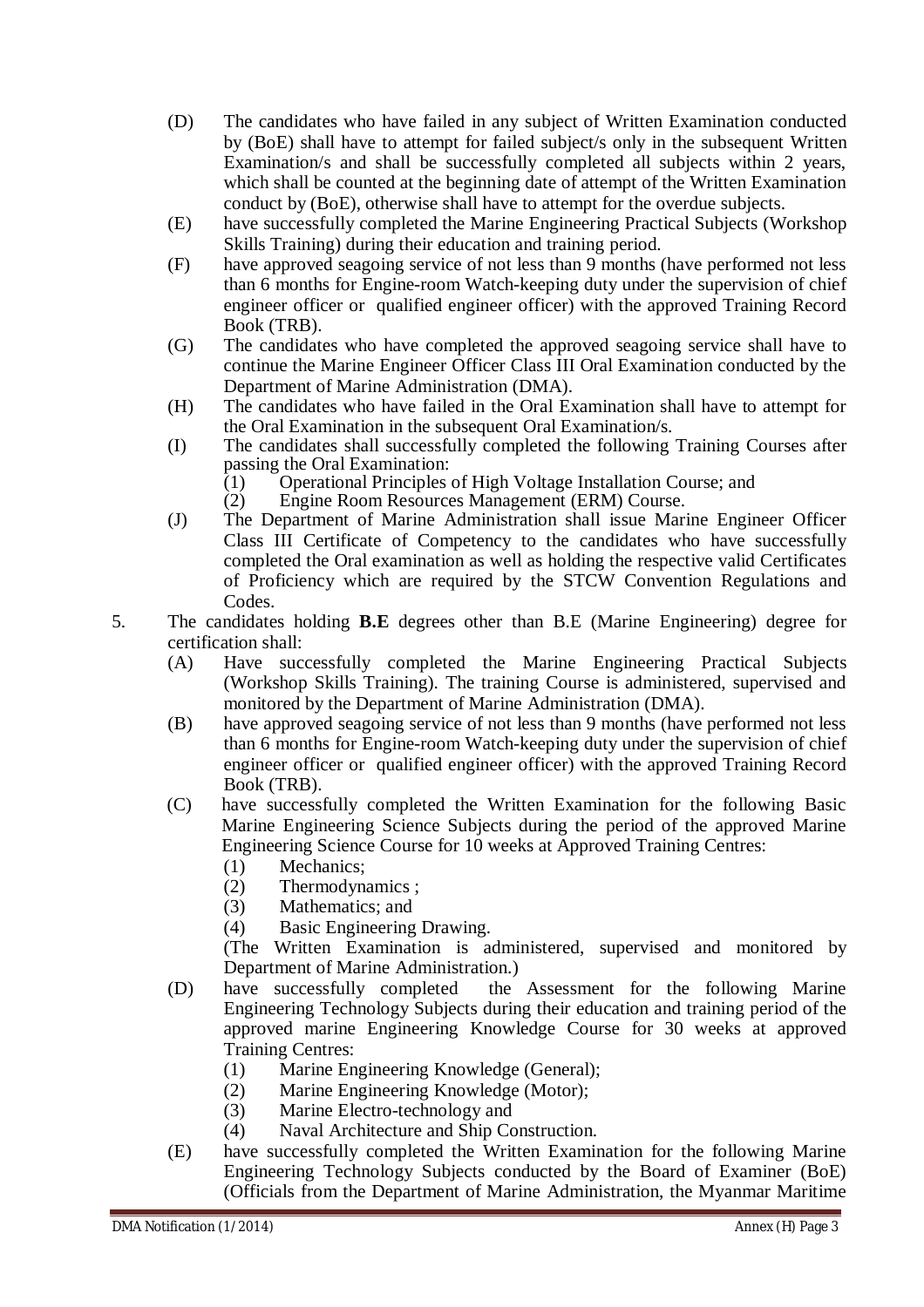(D) The candidates who have failed in any subject of Written Examination conducted by (BoE) shall have to attempt for failed subject/s only in the subsequent Written Examination/s and shall be successfully completed all subjects within 2 years, which shall be counted at the beginning date of attempt of the Written Examination conduct by (BoE), otherwise shall have to attempt for the overdue subjects.

(E) have successfully completed the Marine Engineering Practical Subjects (Workshop Skills Training) during their education and training period.

(F) have approved seagoing service of not less than 9 months (have performed not less than 6 months for Engine-room Watch-keeping duty under the supervision of chief engineer officer or qualified engineer officer) with the approved Training Record Book (TRB).

(G) The candidates who have completed the approved seagoing service shall have to continue the Marine Engineer Officer Class III Oral Examination conducted by the Department of Marine Administration (DMA).

(H) The candidates who have failed in the Oral Examination shall have to attempt for the Oral Examination in the subsequent Oral Examination/s.

(I) The candidates shall successfully completed the following Training Courses after passing the Oral Examination:

  (1) Operational Principles of High Voltage Installation Course; and
  (2) Engine Room Resources Management (ERM) Course.

(J) The Department of Marine Administration shall issue Marine Engineer Officer Class III Certificate of Competency to the candidates who have successfully completed the Oral examination as well as holding the respective valid Certificates of Proficiency which are required by the STCW Convention Regulations and Codes.

5. The candidates holding **B.E** degrees other than B.E (Marine Engineering) degree for certification shall:

(A) Have successfully completed the Marine Engineering Practical Subjects (Workshop Skills Training). The training Course is administered, supervised and monitored by the Department of Marine Administration (DMA).

(B) have approved seagoing service of not less than 9 months (have performed not less than 6 months for Engine-room Watch-keeping duty under the supervision of chief engineer officer or qualified engineer officer) with the approved Training Record Book (TRB).

(C) have successfully completed the Written Examination for the following Basic Marine Engineering Science Subjects during the period of the approved Marine Engineering Science Course for 10 weeks at Approved Training Centres:

  (1) Mechanics;
  (2) Thermodynamics ;
  (3) Mathematics; and
  (4) Basic Engineering Drawing.

  (The Written Examination is administered, supervised and monitored by Department of Marine Administration.)

(D) have successfully completed the Assessment for the following Marine Engineering Technology Subjects during their education and training period of the approved marine Engineering Knowledge Course for 30 weeks at approved Training Centres:

  (1) Marine Engineering Knowledge (General);
  (2) Marine Engineering Knowledge (Motor);
  (3) Marine Electro-technology and
  (4) Naval Architecture and Ship Construction.

(E) have successfully completed the Written Examination for the following Marine Engineering Technology Subjects conducted by the Board of Examiner (BoE) (Officials from the Department of Marine Administration, the Myanmar Maritime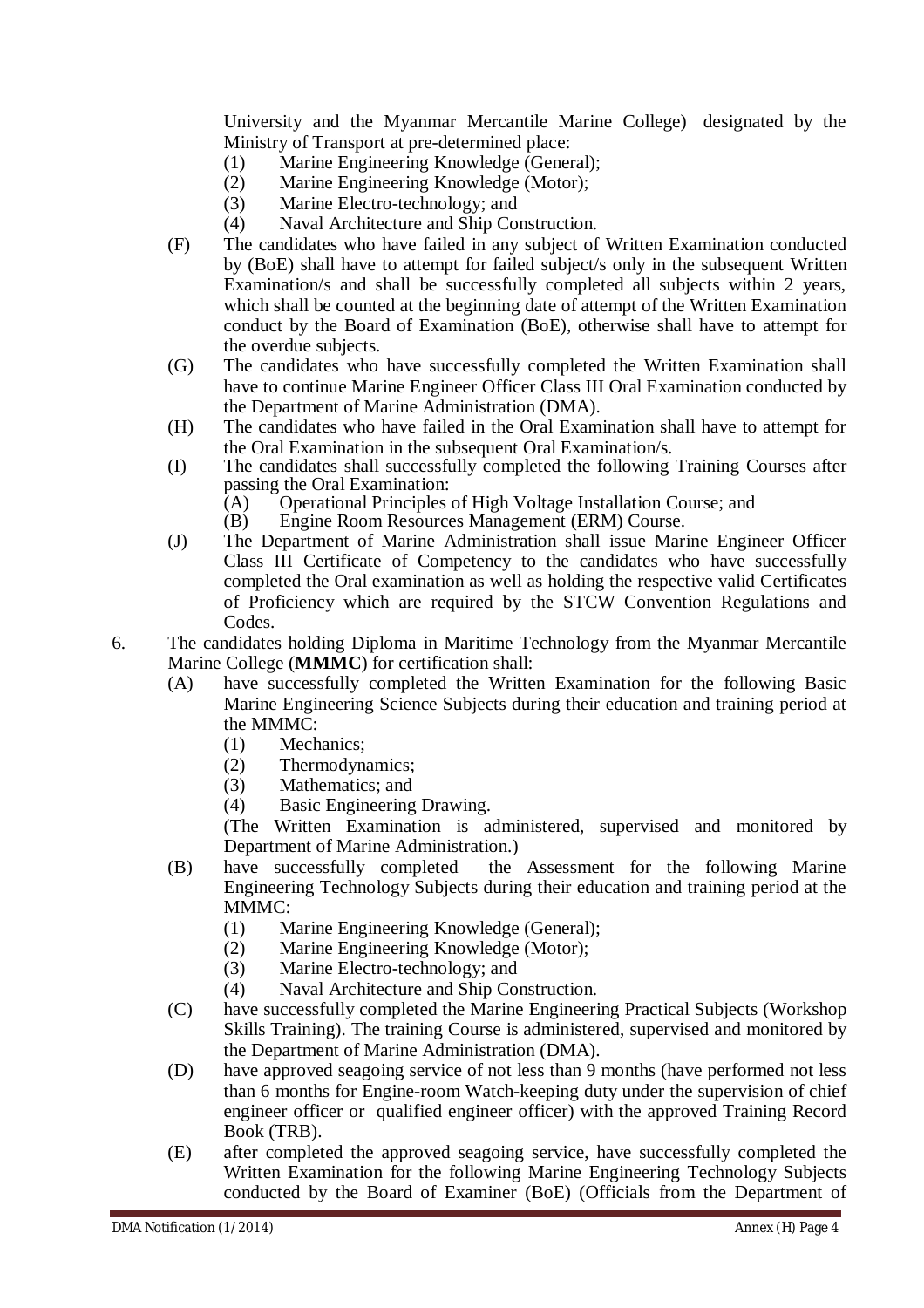University and the Myanmar Mercantile Marine College) designated by the Ministry of Transport at pre-determined place:

  (1) Marine Engineering Knowledge (General);
  (2) Marine Engineering Knowledge (Motor);
  (3) Marine Electro-technology; and
  (4) Naval Architecture and Ship Construction.

(F) The candidates who have failed in any subject of Written Examination conducted by (BoE) shall have to attempt for failed subject/s only in the subsequent Written Examination/s and shall be successfully completed all subjects within 2 years, which shall be counted at the beginning date of attempt of the Written Examination conduct by the Board of Examination (BoE), otherwise shall have to attempt for the overdue subjects.

(G) The candidates who have successfully completed the Written Examination shall have to continue Marine Engineer Officer Class III Oral Examination conducted by the Department of Marine Administration (DMA).

(H) The candidates who have failed in the Oral Examination shall have to attempt for the Oral Examination in the subsequent Oral Examination/s.

(I) The candidates shall successfully completed the following Training Courses after passing the Oral Examination:

  (A) Operational Principles of High Voltage Installation Course; and
  (B) Engine Room Resources Management (ERM) Course.

(J) The Department of Marine Administration shall issue Marine Engineer Officer Class III Certificate of Competency to the candidates who have successfully completed the Oral examination as well as holding the respective valid Certificates of Proficiency which are required by the STCW Convention Regulations and Codes.

6. The candidates holding Diploma in Maritime Technology from the Myanmar Mercantile Marine College (**MMMC**) for certification shall:

(A) have successfully completed the Written Examination for the following Basic Marine Engineering Science Subjects during their education and training period at the MMMC:

  (1) Mechanics;
  (2) Thermodynamics;
  (3) Mathematics; and
  (4) Basic Engineering Drawing.

  (The Written Examination is administered, supervised and monitored by Department of Marine Administration.)

(B) have successfully completed the Assessment for the following Marine Engineering Technology Subjects during their education and training period at the MMMC:

  (1) Marine Engineering Knowledge (General);
  (2) Marine Engineering Knowledge (Motor);
  (3) Marine Electro-technology; and
  (4) Naval Architecture and Ship Construction.

(C) have successfully completed the Marine Engineering Practical Subjects (Workshop Skills Training). The training Course is administered, supervised and monitored by the Department of Marine Administration (DMA).

(D) have approved seagoing service of not less than 9 months (have performed not less than 6 months for Engine-room Watch-keeping duty under the supervision of chief engineer officer or qualified engineer officer) with the approved Training Record Book (TRB).

(E) after completed the approved seagoing service, have successfully completed the Written Examination for the following Marine Engineering Technology Subjects conducted by the Board of Examiner (BoE) (Officials from the Department of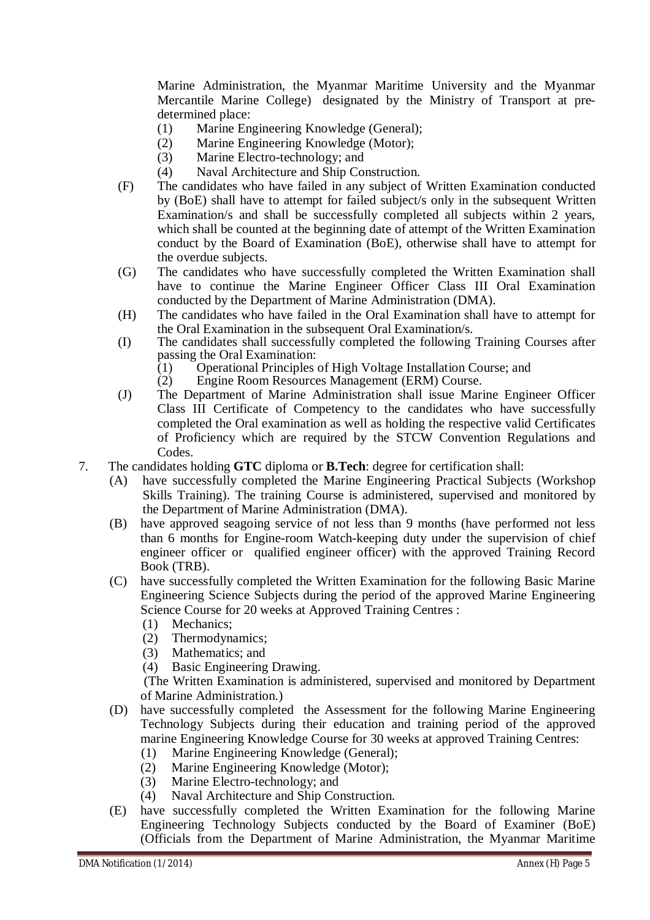Marine Administration, the Myanmar Maritime University and the Myanmar Mercantile Marine College) designated by the Ministry of Transport at pre-determined place:

(1) Marine Engineering Knowledge (General);
(2) Marine Engineering Knowledge (Motor);
(3) Marine Electro-technology; and
(4) Naval Architecture and Ship Construction.

(F) The candidates who have failed in any subject of Written Examination conducted by (BoE) shall have to attempt for failed subject/s only in the subsequent Written Examination/s and shall be successfully completed all subjects within 2 years, which shall be counted at the beginning date of attempt of the Written Examination conduct by the Board of Examination (BoE), otherwise shall have to attempt for the overdue subjects.

(G) The candidates who have successfully completed the Written Examination shall have to continue the Marine Engineer Officer Class III Oral Examination conducted by the Department of Marine Administration (DMA).

(H) The candidates who have failed in the Oral Examination shall have to attempt for the Oral Examination in the subsequent Oral Examination/s.

(I) The candidates shall successfully completed the following Training Courses after passing the Oral Examination:

(1) Operational Principles of High Voltage Installation Course; and
(2) Engine Room Resources Management (ERM) Course.

(J) The Department of Marine Administration shall issue Marine Engineer Officer Class III Certificate of Competency to the candidates who have successfully completed the Oral examination as well as holding the respective valid Certificates of Proficiency which are required by the STCW Convention Regulations and Codes.

7. The candidates holding **GTC** diploma or **B.Tech**: degree for certification shall:

(A) have successfully completed the Marine Engineering Practical Subjects (Workshop Skills Training). The training Course is administered, supervised and monitored by the Department of Marine Administration (DMA).

(B) have approved seagoing service of not less than 9 months (have performed not less than 6 months for Engine-room Watch-keeping duty under the supervision of chief engineer officer or qualified engineer officer) with the approved Training Record Book (TRB).

(C) have successfully completed the Written Examination for the following Basic Marine Engineering Science Subjects during the period of the approved Marine Engineering Science Course for 20 weeks at Approved Training Centres :

(1) Mechanics;
(2) Thermodynamics;
(3) Mathematics; and
(4) Basic Engineering Drawing.

(The Written Examination is administered, supervised and monitored by Department of Marine Administration.)

(D) have successfully completed the Assessment for the following Marine Engineering Technology Subjects during their education and training period of the approved marine Engineering Knowledge Course for 30 weeks at approved Training Centres:

(1) Marine Engineering Knowledge (General);
(2) Marine Engineering Knowledge (Motor);
(3) Marine Electro-technology; and
(4) Naval Architecture and Ship Construction.

(E) have successfully completed the Written Examination for the following Marine Engineering Technology Subjects conducted by the Board of Examiner (BoE) (Officials from the Department of Marine Administration, the Myanmar Maritime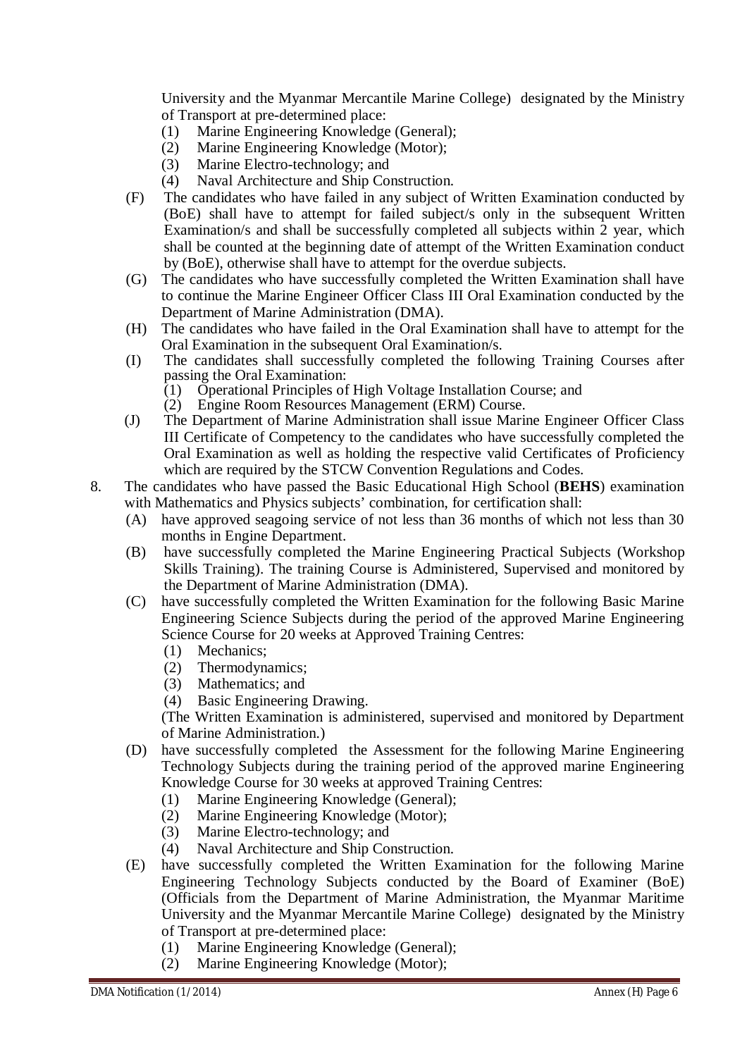University and the Myanmar Mercantile Marine College) designated by the Ministry of Transport at pre-determined place:

(1) Marine Engineering Knowledge (General);
(2) Marine Engineering Knowledge (Motor);
(3) Marine Electro-technology; and
(4) Naval Architecture and Ship Construction.

(F) The candidates who have failed in any subject of Written Examination conducted by (BoE) shall have to attempt for failed subject/s only in the subsequent Written Examination/s and shall be successfully completed all subjects within 2 year, which shall be counted at the beginning date of attempt of the Written Examination conduct by (BoE), otherwise shall have to attempt for the overdue subjects.

(G) The candidates who have successfully completed the Written Examination shall have to continue the Marine Engineer Officer Class III Oral Examination conducted by the Department of Marine Administration (DMA).

(H) The candidates who have failed in the Oral Examination shall have to attempt for the Oral Examination in the subsequent Oral Examination/s.

(I) The candidates shall successfully completed the following Training Courses after passing the Oral Examination:

(1) Operational Principles of High Voltage Installation Course; and
(2) Engine Room Resources Management (ERM) Course.

(J) The Department of Marine Administration shall issue Marine Engineer Officer Class III Certificate of Competency to the candidates who have successfully completed the Oral Examination as well as holding the respective valid Certificates of Proficiency which are required by the STCW Convention Regulations and Codes.

8. The candidates who have passed the Basic Educational High School (**BEHS**) examination with Mathematics and Physics subjects' combination, for certification shall:

(A) have approved seagoing service of not less than 36 months of which not less than 30 months in Engine Department.

(B) have successfully completed the Marine Engineering Practical Subjects (Workshop Skills Training). The training Course is Administered, Supervised and monitored by the Department of Marine Administration (DMA).

(C) have successfully completed the Written Examination for the following Basic Marine Engineering Science Subjects during the period of the approved Marine Engineering Science Course for 20 weeks at Approved Training Centres:

(1) Mechanics;
(2) Thermodynamics;
(3) Mathematics; and
(4) Basic Engineering Drawing.

(The Written Examination is administered, supervised and monitored by Department of Marine Administration.)

(D) have successfully completed the Assessment for the following Marine Engineering Technology Subjects during the training period of the approved marine Engineering Knowledge Course for 30 weeks at approved Training Centres:

(1) Marine Engineering Knowledge (General);
(2) Marine Engineering Knowledge (Motor);
(3) Marine Electro-technology; and
(4) Naval Architecture and Ship Construction.

(E) have successfully completed the Written Examination for the following Marine Engineering Technology Subjects conducted by the Board of Examiner (BoE) (Officials from the Department of Marine Administration, the Myanmar Maritime University and the Myanmar Mercantile Marine College) designated by the Ministry of Transport at pre-determined place:

(1) Marine Engineering Knowledge (General);
(2) Marine Engineering Knowledge (Motor);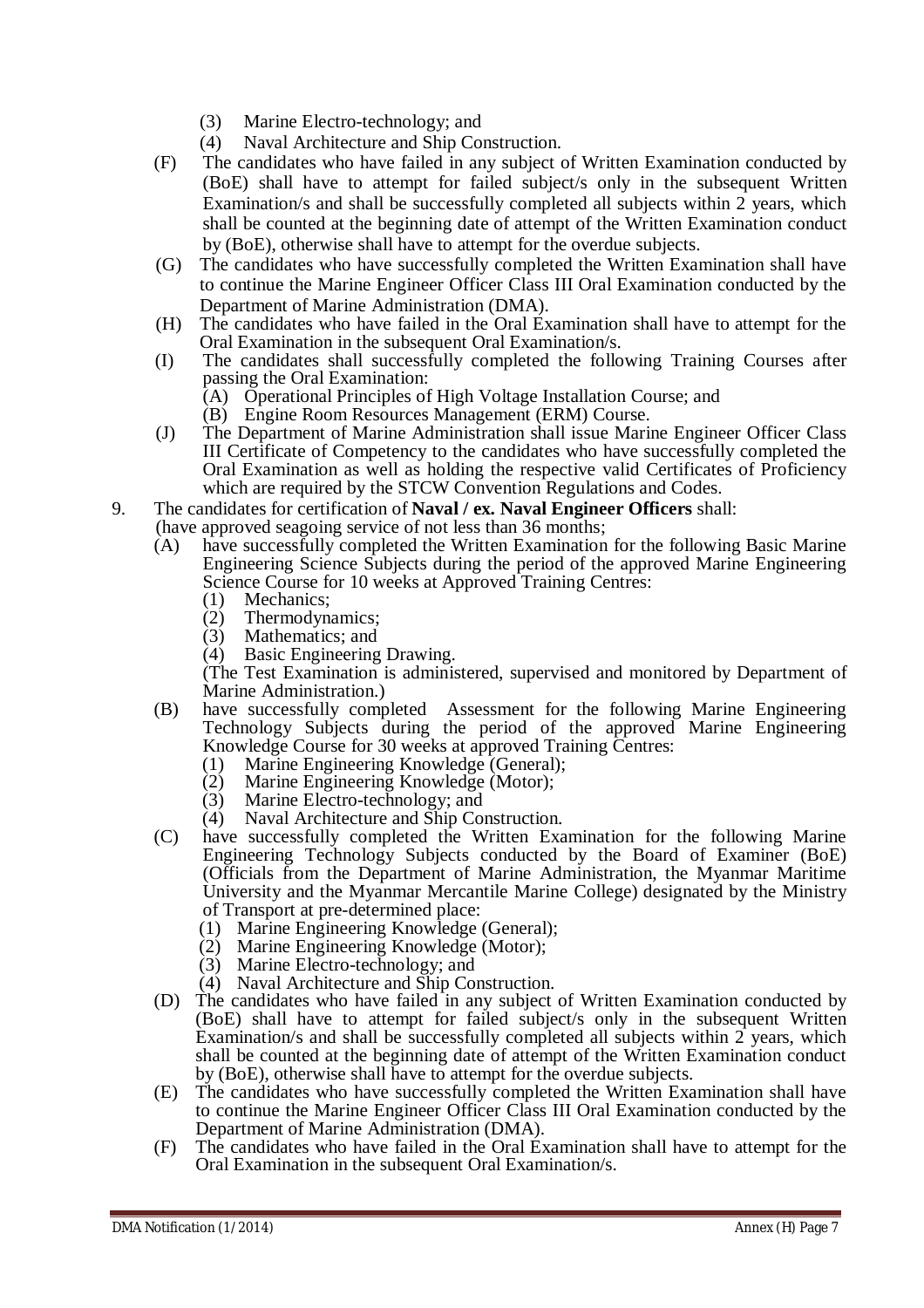(3) Marine Electro-technology; and
(4) Naval Architecture and Ship Construction.

(F) The candidates who have failed in any subject of Written Examination conducted by (BoE) shall have to attempt for failed subject/s only in the subsequent Written Examination/s and shall be successfully completed all subjects within 2 years, which shall be counted at the beginning date of attempt of the Written Examination conduct by (BoE), otherwise shall have to attempt for the overdue subjects.

(G) The candidates who have successfully completed the Written Examination shall have to continue the Marine Engineer Officer Class III Oral Examination conducted by the Department of Marine Administration (DMA).

(H) The candidates who have failed in the Oral Examination shall have to attempt for the Oral Examination in the subsequent Oral Examination/s.

(I) The candidates shall successfully completed the following Training Courses after passing the Oral Examination:
(A) Operational Principles of High Voltage Installation Course; and
(B) Engine Room Resources Management (ERM) Course.

(J) The Department of Marine Administration shall issue Marine Engineer Officer Class III Certificate of Competency to the candidates who have successfully completed the Oral Examination as well as holding the respective valid Certificates of Proficiency which are required by the STCW Convention Regulations and Codes.

9. The candidates for certification of **Naval / ex. Naval Engineer Officers** shall:
(have approved seagoing service of not less than 36 months;

(A) have successfully completed the Written Examination for the following Basic Marine Engineering Science Subjects during the period of the approved Marine Engineering Science Course for 10 weeks at Approved Training Centres:
(1) Mechanics;
(2) Thermodynamics;
(3) Mathematics; and
(4) Basic Engineering Drawing.
(The Test Examination is administered, supervised and monitored by Department of Marine Administration.)

(B) have successfully completed Assessment for the following Marine Engineering Technology Subjects during the period of the approved Marine Engineering Knowledge Course for 30 weeks at approved Training Centres:
(1) Marine Engineering Knowledge (General);
(2) Marine Engineering Knowledge (Motor);
(3) Marine Electro-technology; and
(4) Naval Architecture and Ship Construction.

(C) have successfully completed the Written Examination for the following Marine Engineering Technology Subjects conducted by the Board of Examiner (BoE) (Officials from the Department of Marine Administration, the Myanmar Maritime University and the Myanmar Mercantile Marine College) designated by the Ministry of Transport at pre-determined place:
(1) Marine Engineering Knowledge (General);
(2) Marine Engineering Knowledge (Motor);
(3) Marine Electro-technology; and
(4) Naval Architecture and Ship Construction.

(D) The candidates who have failed in any subject of Written Examination conducted by (BoE) shall have to attempt for failed subject/s only in the subsequent Written Examination/s and shall be successfully completed all subjects within 2 years, which shall be counted at the beginning date of attempt of the Written Examination conduct by (BoE), otherwise shall have to attempt for the overdue subjects.

(E) The candidates who have successfully completed the Written Examination shall have to continue the Marine Engineer Officer Class III Oral Examination conducted by the Department of Marine Administration (DMA).

(F) The candidates who have failed in the Oral Examination shall have to attempt for the Oral Examination in the subsequent Oral Examination/s.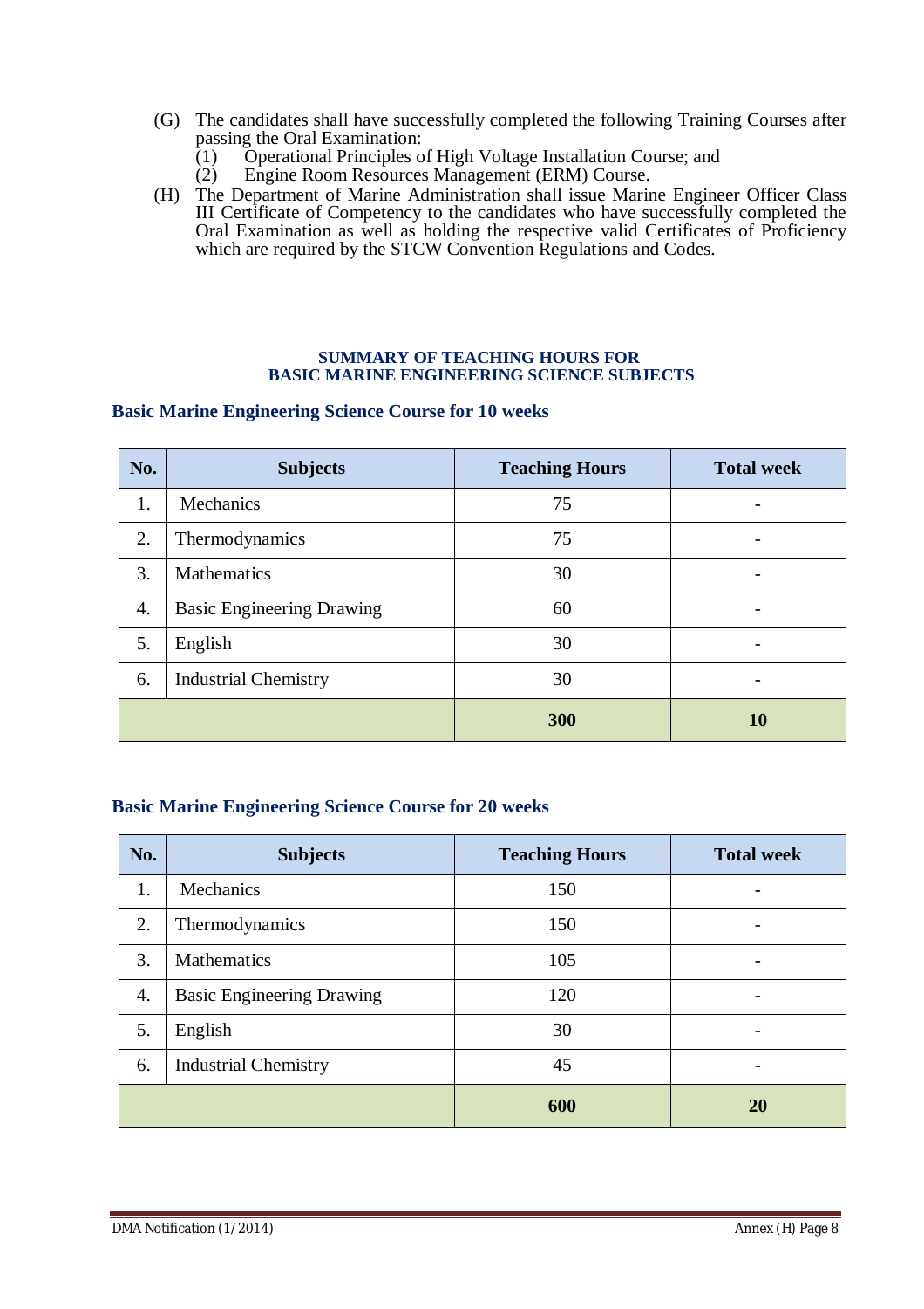(G) The candidates shall have successfully completed the following Training Courses after passing the Oral Examination:
   (1) Operational Principles of High Voltage Installation Course; and
   (2) Engine Room Resources Management (ERM) Course.

(H) The Department of Marine Administration shall issue Marine Engineer Officer Class III Certificate of Competency to the candidates who have successfully completed the Oral Examination as well as holding the respective valid Certificates of Proficiency which are required by the STCW Convention Regulations and Codes.

## SUMMARY OF TEACHING HOURS FOR BASIC MARINE ENGINEERING SCIENCE SUBJECTS

### Basic Marine Engineering Science Course for 10 weeks

| No. | Subjects | Teaching Hours | Total week |
|---|---|---|---|
| 1. | Mechanics | 75 | - |
| 2. | Thermodynamics | 75 | - |
| 3. | Mathematics | 30 | - |
| 4. | Basic Engineering Drawing | 60 | - |
| 5. | English | 30 | - |
| 6. | Industrial Chemistry | 30 | - |
| | | **300** | **10** |

### Basic Marine Engineering Science Course for 20 weeks

| No. | Subjects | Teaching Hours | Total week |
|---|---|---|---|
| 1. | Mechanics | 150 | - |
| 2. | Thermodynamics | 150 | - |
| 3. | Mathematics | 105 | - |
| 4. | Basic Engineering Drawing | 120 | - |
| 5. | English | 30 | - |
| 6. | Industrial Chemistry | 45 | - |
| | | **600** | **20** |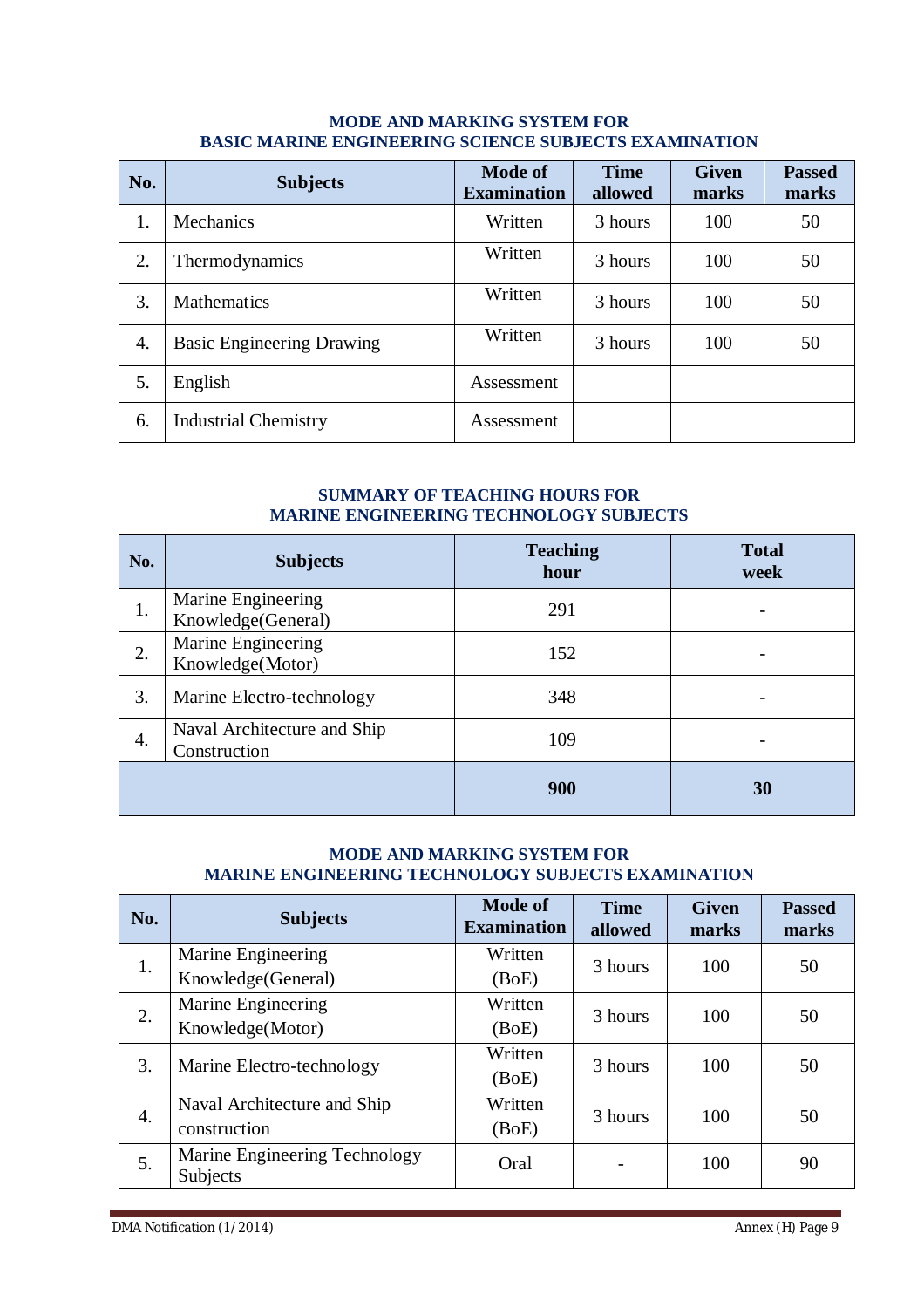## MODE AND MARKING SYSTEM FOR BASIC MARINE ENGINEERING SCIENCE SUBJECTS EXAMINATION

| No. | Subjects | Mode of Examination | Time allowed | Given marks | Passed marks |
|---|---|---|---|---|---|
| 1. | Mechanics | Written | 3 hours | 100 | 50 |
| 2. | Thermodynamics | Written | 3 hours | 100 | 50 |
| 3. | Mathematics | Written | 3 hours | 100 | 50 |
| 4. | Basic Engineering Drawing | Written | 3 hours | 100 | 50 |
| 5. | English | Assessment | | | |
| 6. | Industrial Chemistry | Assessment | | | |

## SUMMARY OF TEACHING HOURS FOR MARINE ENGINEERING TECHNOLOGY SUBJECTS

| No. | Subjects | Teaching hour | Total week |
|---|---|---|---|
| 1. | Marine Engineering Knowledge(General) | 291 | - |
| 2. | Marine Engineering Knowledge(Motor) | 152 | - |
| 3. | Marine Electro-technology | 348 | - |
| 4. | Naval Architecture and Ship Construction | 109 | - |
| | | **900** | **30** |

## MODE AND MARKING SYSTEM FOR MARINE ENGINEERING TECHNOLOGY SUBJECTS EXAMINATION

| No. | Subjects | Mode of Examination | Time allowed | Given marks | Passed marks |
|---|---|---|---|---|---|
| 1. | Marine Engineering Knowledge(General) | Written (BoE) | 3 hours | 100 | 50 |
| 2. | Marine Engineering Knowledge(Motor) | Written (BoE) | 3 hours | 100 | 50 |
| 3. | Marine Electro-technology | Written (BoE) | 3 hours | 100 | 50 |
| 4. | Naval Architecture and Ship construction | Written (BoE) | 3 hours | 100 | 50 |
| 5. | Marine Engineering Technology Subjects | Oral | - | 100 | 90 |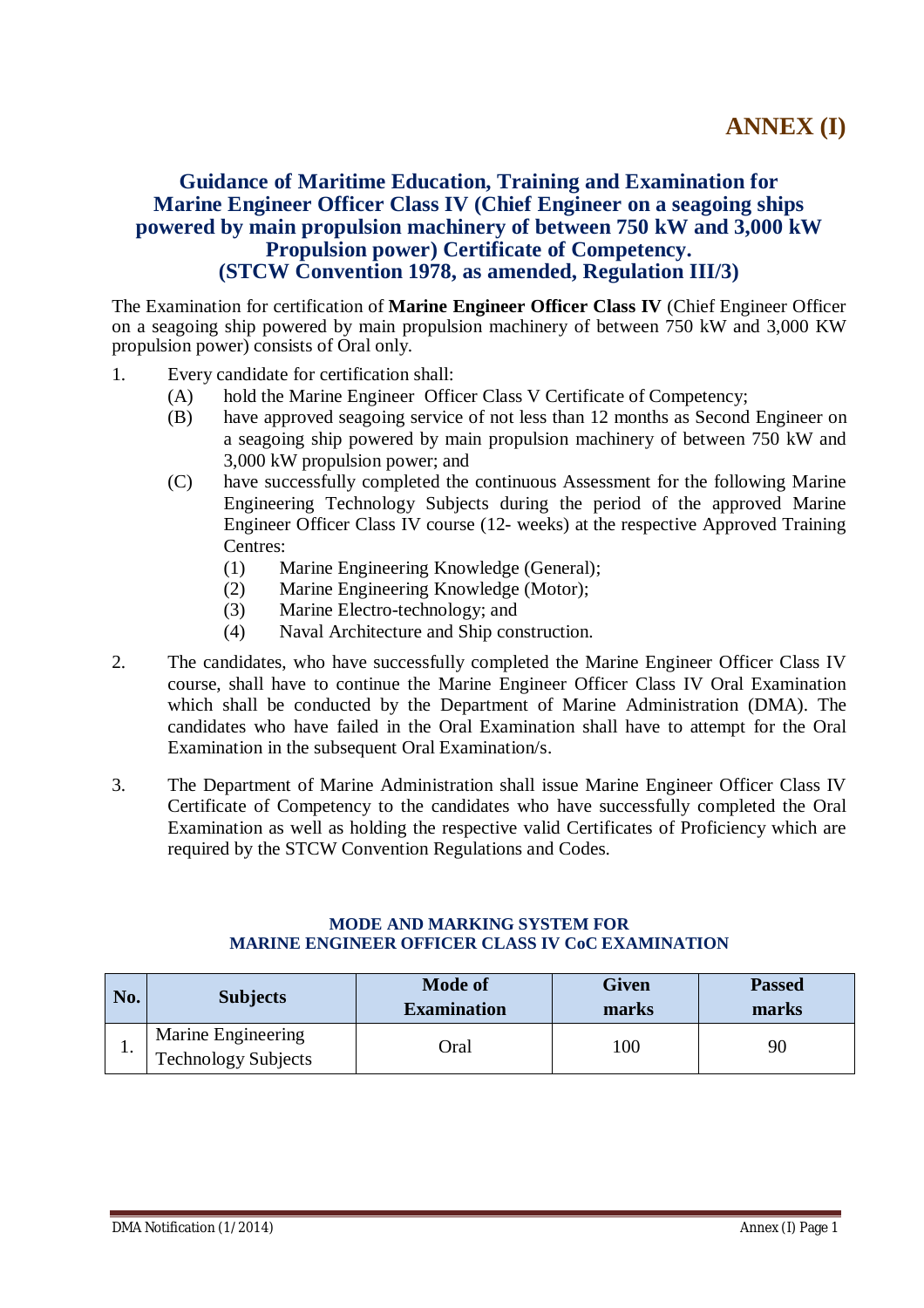# ANNEX (I)

## Guidance of Maritime Education, Training and Examination for Marine Engineer Officer Class IV (Chief Engineer on a seagoing ships powered by main propulsion machinery of between 750 kW and 3,000 kW Propulsion power) Certificate of Competency. (STCW Convention 1978, as amended, Regulation III/3)

The Examination for certification of **Marine Engineer Officer Class IV** (Chief Engineer Officer on a seagoing ship powered by main propulsion machinery of between 750 kW and 3,000 KW propulsion power) consists of Oral only.

1. Every candidate for certification shall:
   - (A) hold the Marine Engineer Officer Class V Certificate of Competency;
   - (B) have approved seagoing service of not less than 12 months as Second Engineer on a seagoing ship powered by main propulsion machinery of between 750 kW and 3,000 kW propulsion power; and
   - (C) have successfully completed the continuous Assessment for the following Marine Engineering Technology Subjects during the period of the approved Marine Engineer Officer Class IV course (12- weeks) at the respective Approved Training Centres:
     - (1) Marine Engineering Knowledge (General);
     - (2) Marine Engineering Knowledge (Motor);
     - (3) Marine Electro-technology; and
     - (4) Naval Architecture and Ship construction.

2. The candidates, who have successfully completed the Marine Engineer Officer Class IV course, shall have to continue the Marine Engineer Officer Class IV Oral Examination which shall be conducted by the Department of Marine Administration (DMA). The candidates who have failed in the Oral Examination shall have to attempt for the Oral Examination in the subsequent Oral Examination/s.

3. The Department of Marine Administration shall issue Marine Engineer Officer Class IV Certificate of Competency to the candidates who have successfully completed the Oral Examination as well as holding the respective valid Certificates of Proficiency which are required by the STCW Convention Regulations and Codes.

**MODE AND MARKING SYSTEM FOR MARINE ENGINEER OFFICER CLASS IV CoC EXAMINATION**

| No. | Subjects | Mode of Examination | Given marks | Passed marks |
|---|---|---|---|---|
| 1. | Marine Engineering Technology Subjects | Oral | 100 | 90 |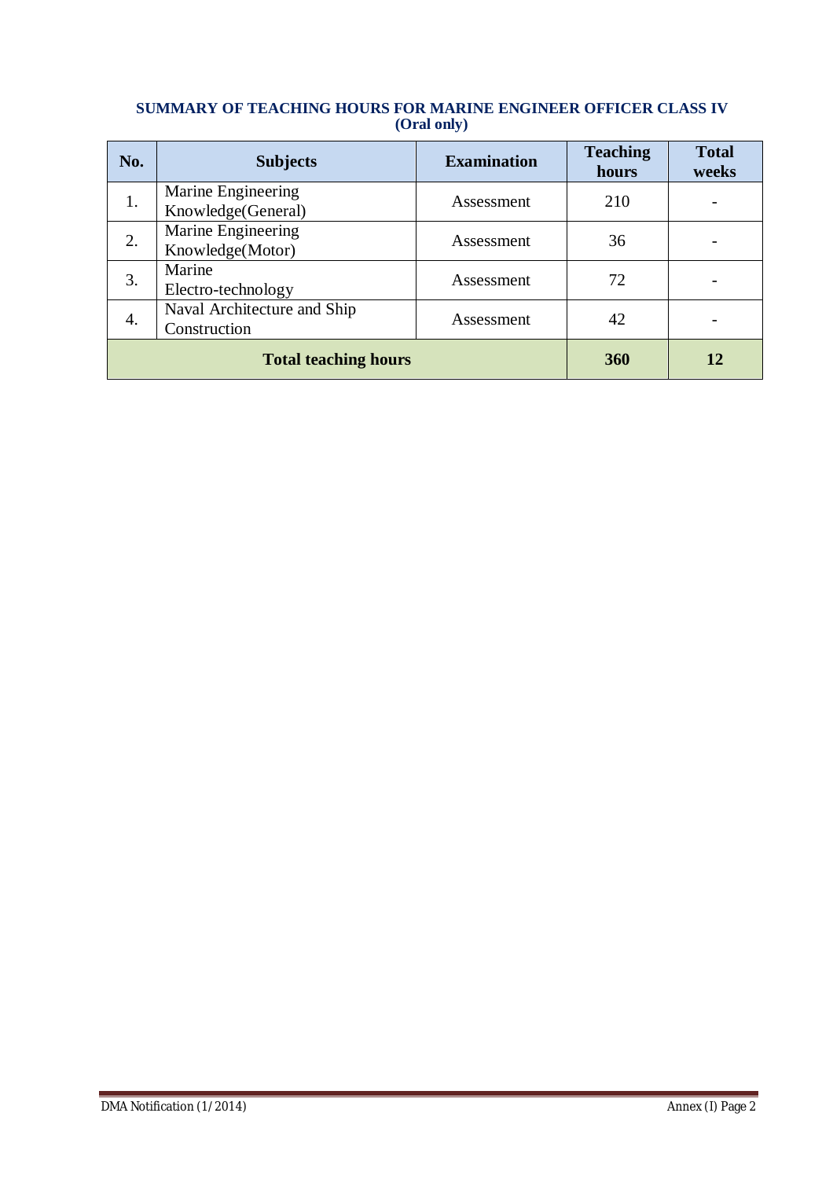## SUMMARY OF TEACHING HOURS FOR MARINE ENGINEER OFFICER CLASS IV (Oral only)

| No. | Subjects | Examination | Teaching hours | Total weeks |
|---|---|---|---|---|
| 1. | Marine Engineering Knowledge(General) | Assessment | 210 | - |
| 2. | Marine Engineering Knowledge(Motor) | Assessment | 36 | - |
| 3. | Marine Electro-technology | Assessment | 72 | - |
| 4. | Naval Architecture and Ship Construction | Assessment | 42 | - |
| **Total teaching hours** | | | **360** | **12** |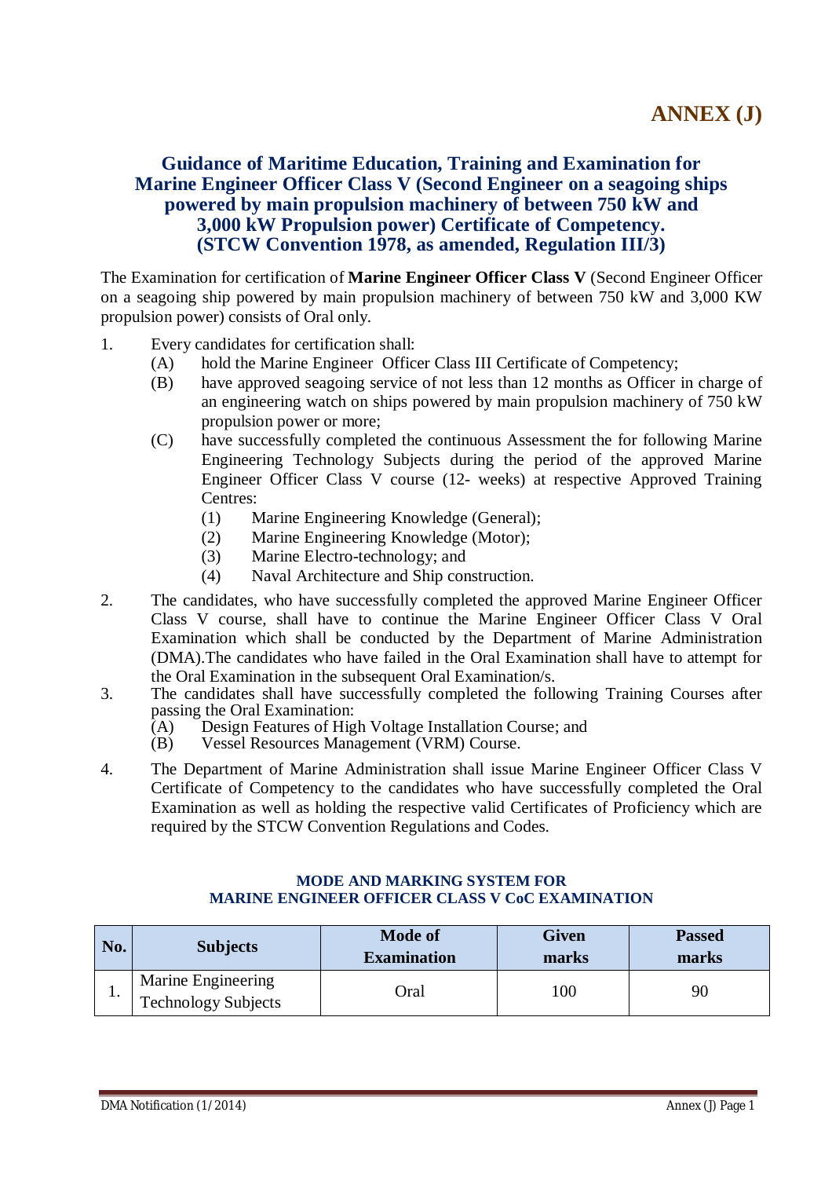# ANNEX (J)

## Guidance of Maritime Education, Training and Examination for Marine Engineer Officer Class V (Second Engineer on a seagoing ships powered by main propulsion machinery of between 750 kW and 3,000 kW Propulsion power) Certificate of Competency. (STCW Convention 1978, as amended, Regulation III/3)

The Examination for certification of **Marine Engineer Officer Class V** (Second Engineer Officer on a seagoing ship powered by main propulsion machinery of between 750 kW and 3,000 KW propulsion power) consists of Oral only.

1. Every candidates for certification shall:
   - (A) hold the Marine Engineer Officer Class III Certificate of Competency;
   - (B) have approved seagoing service of not less than 12 months as Officer in charge of an engineering watch on ships powered by main propulsion machinery of 750 kW propulsion power or more;
   - (C) have successfully completed the continuous Assessment the for following Marine Engineering Technology Subjects during the period of the approved Marine Engineer Officer Class V course (12- weeks) at respective Approved Training Centres:
     - (1) Marine Engineering Knowledge (General);
     - (2) Marine Engineering Knowledge (Motor);
     - (3) Marine Electro-technology; and
     - (4) Naval Architecture and Ship construction.
2. The candidates, who have successfully completed the approved Marine Engineer Officer Class V course, shall have to continue the Marine Engineer Officer Class V Oral Examination which shall be conducted by the Department of Marine Administration (DMA).The candidates who have failed in the Oral Examination shall have to attempt for the Oral Examination in the subsequent Oral Examination/s.
3. The candidates shall have successfully completed the following Training Courses after passing the Oral Examination:
   - (A) Design Features of High Voltage Installation Course; and
   - (B) Vessel Resources Management (VRM) Course.
4. The Department of Marine Administration shall issue Marine Engineer Officer Class V Certificate of Competency to the candidates who have successfully completed the Oral Examination as well as holding the respective valid Certificates of Proficiency which are required by the STCW Convention Regulations and Codes.

### MODE AND MARKING SYSTEM FOR MARINE ENGINEER OFFICER CLASS V CoC EXAMINATION

| No. | Subjects | Mode of Examination | Given marks | Passed marks |
|---|---|---|---|---|
| 1. | Marine Engineering Technology Subjects | Oral | 100 | 90 |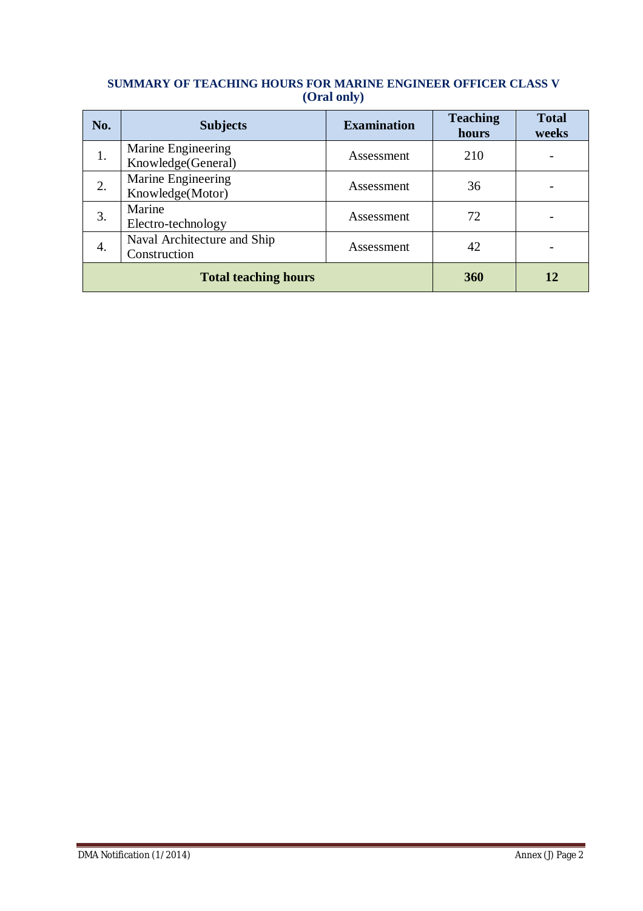## SUMMARY OF TEACHING HOURS FOR MARINE ENGINEER OFFICER CLASS V (Oral only)

| No. | Subjects | Examination | Teaching hours | Total weeks |
|---|---|---|---|---|
| 1. | Marine Engineering Knowledge(General) | Assessment | 210 | - |
| 2. | Marine Engineering Knowledge(Motor) | Assessment | 36 | - |
| 3. | Marine Electro-technology | Assessment | 72 | - |
| 4. | Naval Architecture and Ship Construction | Assessment | 42 | - |
| **Total teaching hours** | | | **360** | **12** |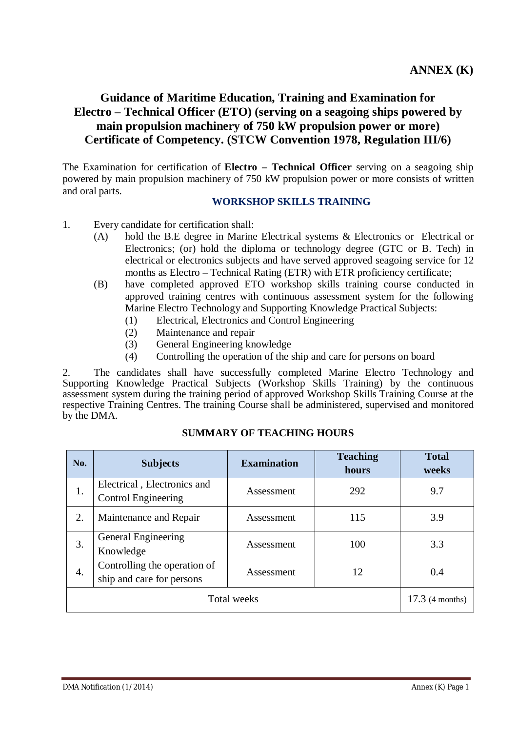**ANNEX (K)**

# Guidance of Maritime Education, Training and Examination for Electro – Technical Officer (ETO) (serving on a seagoing ships powered by main propulsion machinery of 750 kW propulsion power or more) Certificate of Competency. (STCW Convention 1978, Regulation III/6)

The Examination for certification of **Electro – Technical Officer** serving on a seagoing ship powered by main propulsion machinery of 750 kW propulsion power or more consists of written and oral parts.

## WORKSHOP SKILLS TRAINING

1. Every candidate for certification shall:
   - (A) hold the B.E degree in Marine Electrical systems & Electronics or Electrical or Electronics; (or) hold the diploma or technology degree (GTC or B. Tech) in electrical or electronics subjects and have served approved seagoing service for 12 months as Electro – Technical Rating (ETR) with ETR proficiency certificate;
   - (B) have completed approved ETO workshop skills training course conducted in approved training centres with continuous assessment system for the following Marine Electro Technology and Supporting Knowledge Practical Subjects:
     - (1) Electrical, Electronics and Control Engineering
     - (2) Maintenance and repair
     - (3) General Engineering knowledge
     - (4) Controlling the operation of the ship and care for persons on board

2. The candidates shall have successfully completed Marine Electro Technology and Supporting Knowledge Practical Subjects (Workshop Skills Training) by the continuous assessment system during the training period of approved Workshop Skills Training Course at the respective Training Centres. The training Course shall be administered, supervised and monitored by the DMA.

### SUMMARY OF TEACHING HOURS

| No. | Subjects | Examination | Teaching hours | Total weeks |
|---|---|---|---|---|
| 1. | Electrical , Electronics and Control Engineering | Assessment | 292 | 9.7 |
| 2. | Maintenance and Repair | Assessment | 115 | 3.9 |
| 3. | General Engineering Knowledge | Assessment | 100 | 3.3 |
| 4. | Controlling the operation of ship and care for persons | Assessment | 12 | 0.4 |
| Total weeks | | | | 17.3 (4 months) |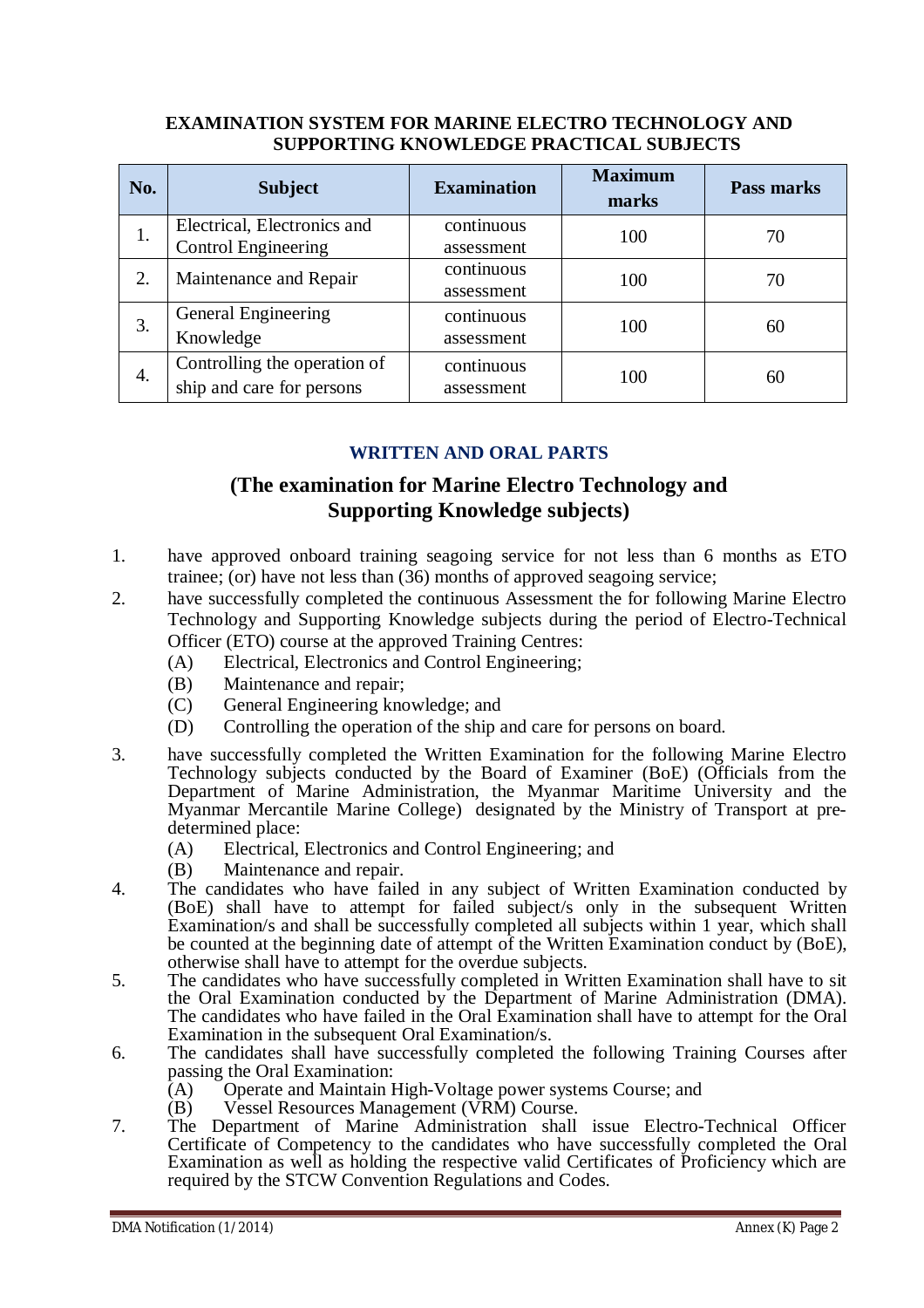## EXAMINATION SYSTEM FOR MARINE ELECTRO TECHNOLOGY AND SUPPORTING KNOWLEDGE PRACTICAL SUBJECTS

| No. | Subject | Examination | Maximum marks | Pass marks |
|---|---|---|---|---|
| 1. | Electrical, Electronics and Control Engineering | continuous assessment | 100 | 70 |
| 2. | Maintenance and Repair | continuous assessment | 100 | 70 |
| 3. | General Engineering Knowledge | continuous assessment | 100 | 60 |
| 4. | Controlling the operation of ship and care for persons | continuous assessment | 100 | 60 |

### WRITTEN AND ORAL PARTS

## (The examination for Marine Electro Technology and Supporting Knowledge subjects)

1. have approved onboard training seagoing service for not less than 6 months as ETO trainee; (or) have not less than (36) months of approved seagoing service;
2. have successfully completed the continuous Assessment the for following Marine Electro Technology and Supporting Knowledge subjects during the period of Electro-Technical Officer (ETO) course at the approved Training Centres:
   - (A) Electrical, Electronics and Control Engineering;
   - (B) Maintenance and repair;
   - (C) General Engineering knowledge; and
   - (D) Controlling the operation of the ship and care for persons on board.
3. have successfully completed the Written Examination for the following Marine Electro Technology subjects conducted by the Board of Examiner (BoE) (Officials from the Department of Marine Administration, the Myanmar Maritime University and the Myanmar Mercantile Marine College) designated by the Ministry of Transport at pre-determined place:
   - (A) Electrical, Electronics and Control Engineering; and
   - (B) Maintenance and repair.
4. The candidates who have failed in any subject of Written Examination conducted by (BoE) shall have to attempt for failed subject/s only in the subsequent Written Examination/s and shall be successfully completed all subjects within 1 year, which shall be counted at the beginning date of attempt of the Written Examination conduct by (BoE), otherwise shall have to attempt for the overdue subjects.
5. The candidates who have successfully completed in Written Examination shall have to sit the Oral Examination conducted by the Department of Marine Administration (DMA). The candidates who have failed in the Oral Examination shall have to attempt for the Oral Examination in the subsequent Oral Examination/s.
6. The candidates shall have successfully completed the following Training Courses after passing the Oral Examination:
   - (A) Operate and Maintain High-Voltage power systems Course; and
   - (B) Vessel Resources Management (VRM) Course.
7. The Department of Marine Administration shall issue Electro-Technical Officer Certificate of Competency to the candidates who have successfully completed the Oral Examination as well as holding the respective valid Certificates of Proficiency which are required by the STCW Convention Regulations and Codes.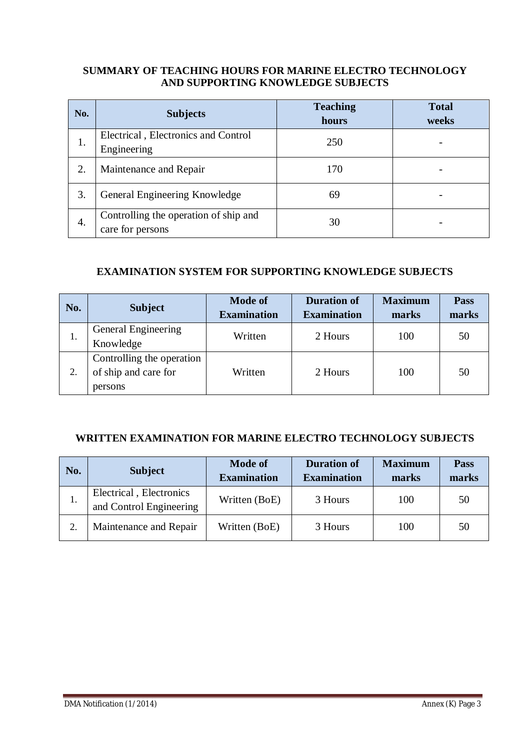**SUMMARY OF TEACHING HOURS FOR MARINE ELECTRO TECHNOLOGY AND SUPPORTING KNOWLEDGE SUBJECTS**

| No. | Subjects | Teaching hours | Total weeks |
|---|---|---|---|
| 1. | Electrical , Electronics and Control Engineering | 250 | - |
| 2. | Maintenance and Repair | 170 | - |
| 3. | General Engineering Knowledge | 69 | - |
| 4. | Controlling the operation of ship and care for persons | 30 | - |

**EXAMINATION SYSTEM FOR SUPPORTING KNOWLEDGE SUBJECTS**

| No. | Subject | Mode of Examination | Duration of Examination | Maximum marks | Pass marks |
|---|---|---|---|---|---|
| 1. | General Engineering Knowledge | Written | 2 Hours | 100 | 50 |
| 2. | Controlling the operation of ship and care for persons | Written | 2 Hours | 100 | 50 |

**WRITTEN EXAMINATION FOR MARINE ELECTRO TECHNOLOGY SUBJECTS**

| No. | Subject | Mode of Examination | Duration of Examination | Maximum marks | Pass marks |
|---|---|---|---|---|---|
| 1. | Electrical , Electronics and Control Engineering | Written (BoE) | 3 Hours | 100 | 50 |
| 2. | Maintenance and Repair | Written (BoE) | 3 Hours | 100 | 50 |